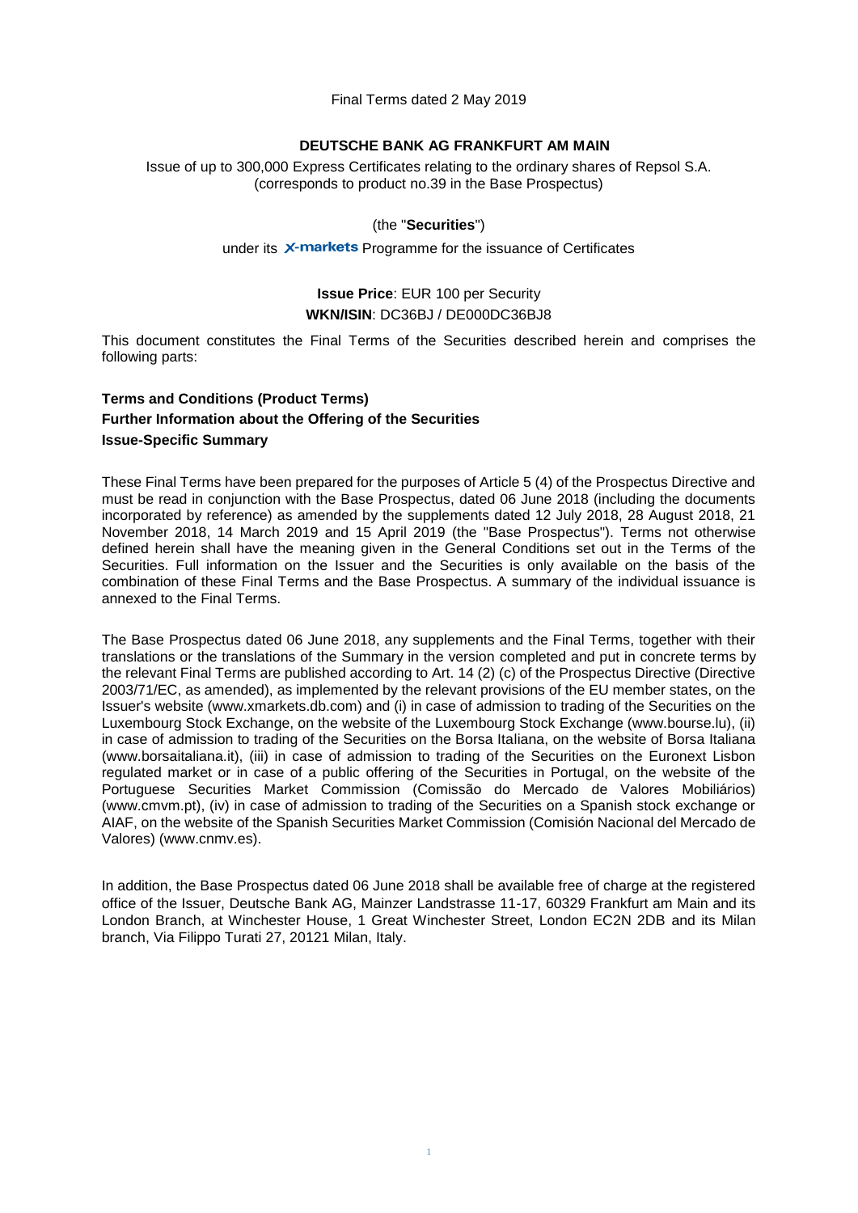Final Terms dated 2 May 2019

**DEUTSCHE BANK AG FRANKFURT AM MAIN**

Issue of up to 300,000 Express Certificates relating to the ordinary shares of Repsol S.A. (corresponds to product no.39 in the Base Prospectus)

(the "**Securities**")

under its X-markets Programme for the issuance of Certificates

**Issue Price**: EUR 100 per Security

**WKN/ISIN**: DC36BJ / DE000DC36BJ8

This document constitutes the Final Terms of the Securities described herein and comprises the following parts:

**Terms and Conditions (Product Terms)**

**Further Information about the Offering of the Securities**

**Issue-Specific Summary**

These Final Terms have been prepared for the purposes of Article 5 (4) of the Prospectus Directive and must be read in conjunction with the Base Prospectus, dated 06 June 2018 (including the documents incorporated by reference) as amended by the supplements dated 12 July 2018, 28 August 2018, 21 November 2018, 14 March 2019 and 15 April 2019 (the "Base Prospectus"). Terms not otherwise defined herein shall have the meaning given in the General Conditions set out in the Terms of the Securities. Full information on the Issuer and the Securities is only available on the basis of the combination of these Final Terms and the Base Prospectus. A summary of the individual issuance is annexed to the Final Terms.

The Base Prospectus dated 06 June 2018, any supplements and the Final Terms, together with their translations or the translations of the Summary in the version completed and put in concrete terms by the relevant Final Terms are published according to Art. 14 (2) (c) of the Prospectus Directive (Directive 2003/71/EC, as amended), as implemented by the relevant provisions of the EU member states, on the Issuer's website (www.xmarkets.db.com) and (i) in case of admission to trading of the Securities on the Luxembourg Stock Exchange, on the website of the Luxembourg Stock Exchange (www.bourse.lu), (ii) in case of admission to trading of the Securities on the Borsa Italiana, on the website of Borsa Italiana (www.borsaitaliana.it), (iii) in case of admission to trading of the Securities on the Euronext Lisbon regulated market or in case of a public offering of the Securities in Portugal, on the website of the Portuguese Securities Market Commission (Comissão do Mercado de Valores Mobiliários) (www.cmvm.pt), (iv) in case of admission to trading of the Securities on a Spanish stock exchange or AIAF, on the website of the Spanish Securities Market Commission (Comisión Nacional del Mercado de Valores) (www.cnmv.es).

In addition, the Base Prospectus dated 06 June 2018 shall be available free of charge at the registered office of the Issuer, Deutsche Bank AG, Mainzer Landstrasse 11-17, 60329 Frankfurt am Main and its London Branch, at Winchester House, 1 Great Winchester Street, London EC2N 2DB and its Milan branch, Via Filippo Turati 27, 20121 Milan, Italy.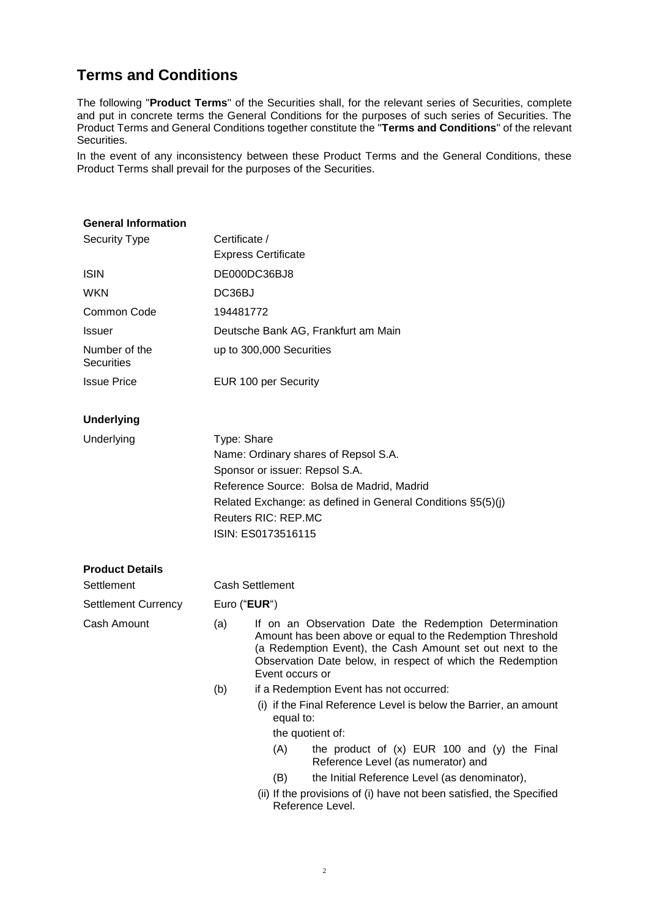# Terms and Conditions

The following "**Product Terms**" of the Securities shall, for the relevant series of Securities, complete and put in concrete terms the General Conditions for the purposes of such series of Securities. The Product Terms and General Conditions together constitute the "**Terms and Conditions**" of the relevant Securities.

In the event of any inconsistency between these Product Terms and the General Conditions, these Product Terms shall prevail for the purposes of the Securities.

### General Information

| | |
|---|---|
| Security Type | Certificate /<br>Express Certificate |
| ISIN | DE000DC36BJ8 |
| WKN | DC36BJ |
| Common Code | 194481772 |
| Issuer | Deutsche Bank AG, Frankfurt am Main |
| Number of the Securities | up to 300,000 Securities |
| Issue Price | EUR 100 per Security |

### Underlying

| | |
|---|---|
| Underlying | Type: Share<br>Name: Ordinary shares of Repsol S.A.<br>Sponsor or issuer: Repsol S.A.<br>Reference Source: Bolsa de Madrid, Madrid<br>Related Exchange: as defined in General Conditions §5(5)(j)<br>Reuters RIC: REP.MC<br>ISIN: ES0173516115 |

### Product Details

| | |
|---|---|
| Settlement | Cash Settlement |
| Settlement Currency | Euro ("**EUR**") |

Cash Amount

(a) If on an Observation Date the Redemption Determination Amount has been above or equal to the Redemption Threshold (a Redemption Event), the Cash Amount set out next to the Observation Date below, in respect of which the Redemption Event occurs or

(b) if a Redemption Event has not occurred:

(i) if the Final Reference Level is below the Barrier, an amount equal to:

the quotient of:

(A) the product of (x) EUR 100 and (y) the Final Reference Level (as numerator) and

(B) the Initial Reference Level (as denominator),

(ii) If the provisions of (i) have not been satisfied, the Specified Reference Level.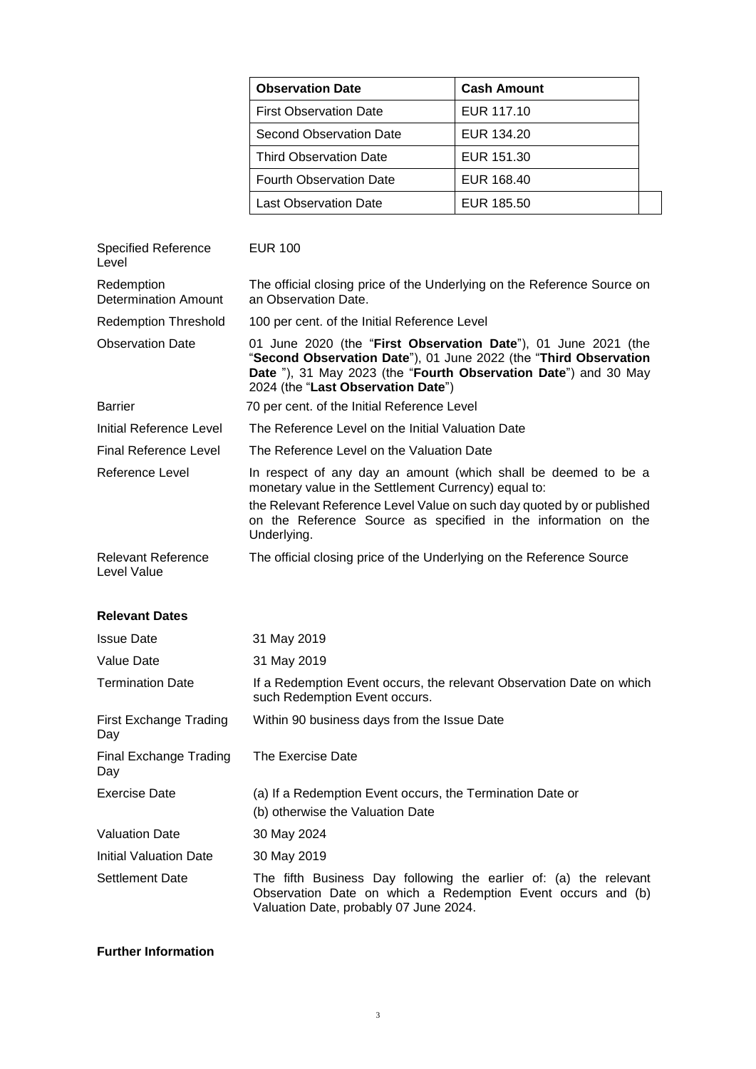| Observation Date | Cash Amount |
| --- | --- |
| First Observation Date | EUR 117.10 |
| Second Observation Date | EUR 134.20 |
| Third Observation Date | EUR 151.30 |
| Fourth Observation Date | EUR 168.40 |
| Last Observation Date | EUR 185.50 |

| | |
| --- | --- |
| Specified Reference Level | EUR 100 |
| Redemption Determination Amount | The official closing price of the Underlying on the Reference Source on an Observation Date. |
| Redemption Threshold | 100 per cent. of the Initial Reference Level |
| Observation Date | 01 June 2020 (the "**First Observation Date**"), 01 June 2021 (the "**Second Observation Date**"), 01 June 2022 (the "**Third Observation Date** "), 31 May 2023 (the "**Fourth Observation Date**") and 30 May 2024 (the "**Last Observation Date**") |
| Barrier | 70 per cent. of the Initial Reference Level |
| Initial Reference Level | The Reference Level on the Initial Valuation Date |
| Final Reference Level | The Reference Level on the Valuation Date |
| Reference Level | In respect of any day an amount (which shall be deemed to be a monetary value in the Settlement Currency) equal to: the Relevant Reference Level Value on such day quoted by or published on the Reference Source as specified in the information on the Underlying. |
| Relevant Reference Level Value | The official closing price of the Underlying on the Reference Source |

**Relevant Dates**

| | |
| --- | --- |
| Issue Date | 31 May 2019 |
| Value Date | 31 May 2019 |
| Termination Date | If a Redemption Event occurs, the relevant Observation Date on which such Redemption Event occurs. |
| First Exchange Trading Day | Within 90 business days from the Issue Date |
| Final Exchange Trading Day | The Exercise Date |
| Exercise Date | (a) If a Redemption Event occurs, the Termination Date or (b) otherwise the Valuation Date |
| Valuation Date | 30 May 2024 |
| Initial Valuation Date | 30 May 2019 |
| Settlement Date | The fifth Business Day following the earlier of: (a) the relevant Observation Date on which a Redemption Event occurs and (b) Valuation Date, probably 07 June 2024. |

**Further Information**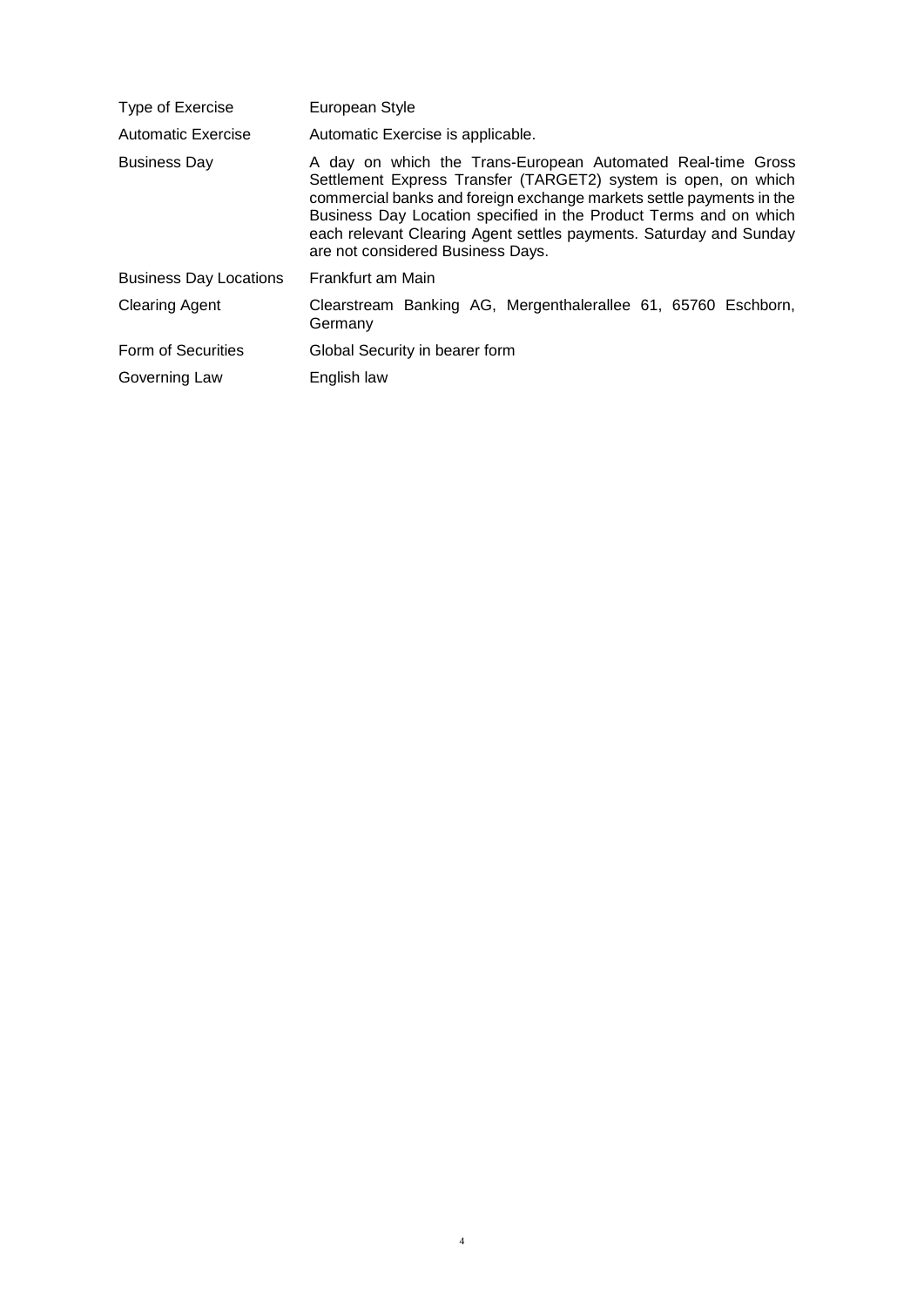| | |
|---|---|
| Type of Exercise | European Style |
| Automatic Exercise | Automatic Exercise is applicable. |
| Business Day | A day on which the Trans-European Automated Real-time Gross Settlement Express Transfer (TARGET2) system is open, on which commercial banks and foreign exchange markets settle payments in the Business Day Location specified in the Product Terms and on which each relevant Clearing Agent settles payments. Saturday and Sunday are not considered Business Days. |
| Business Day Locations | Frankfurt am Main |
| Clearing Agent | Clearstream Banking AG, Mergenthalerallee 61, 65760 Eschborn, Germany |
| Form of Securities | Global Security in bearer form |
| Governing Law | English law |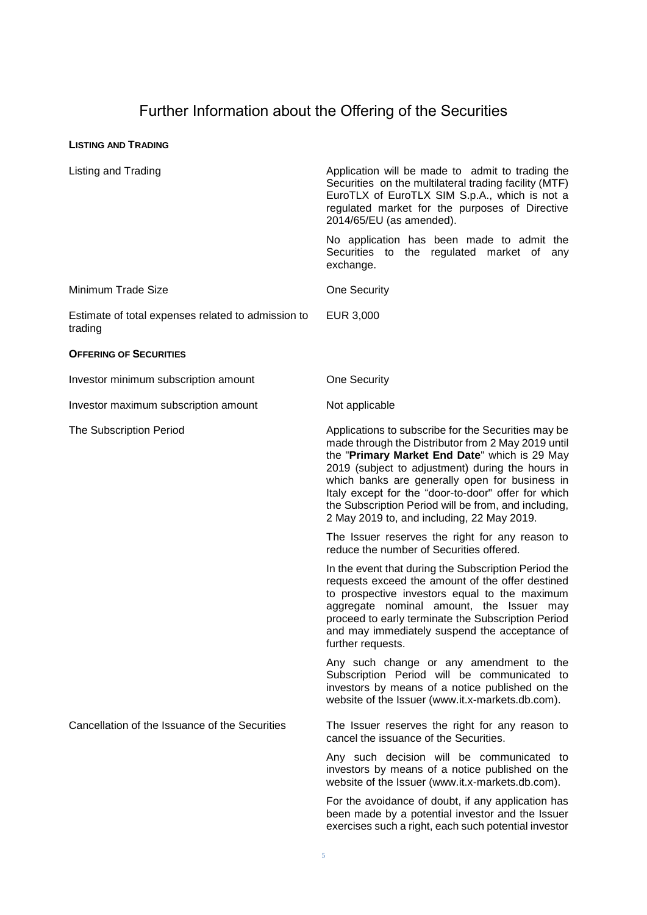# Further Information about the Offering of the Securities

**LISTING AND TRADING**

| | |
|---|---|
| Listing and Trading | Application will be made to admit to trading the Securities on the multilateral trading facility (MTF) EuroTLX of EuroTLX SIM S.p.A., which is not a regulated market for the purposes of Directive 2014/65/EU (as amended).<br><br>No application has been made to admit the Securities to the regulated market of any exchange. |
| Minimum Trade Size | One Security |
| Estimate of total expenses related to admission to trading | EUR 3,000 |

**OFFERING OF SECURITIES**

| | |
|---|---|
| Investor minimum subscription amount | One Security |
| Investor maximum subscription amount | Not applicable |
| The Subscription Period | Applications to subscribe for the Securities may be made through the Distributor from 2 May 2019 until the "**Primary Market End Date**" which is 29 May 2019 (subject to adjustment) during the hours in which banks are generally open for business in Italy except for the "door-to-door" offer for which the Subscription Period will be from, and including, 2 May 2019 to, and including, 22 May 2019.<br><br>The Issuer reserves the right for any reason to reduce the number of Securities offered.<br><br>In the event that during the Subscription Period the requests exceed the amount of the offer destined to prospective investors equal to the maximum aggregate nominal amount, the Issuer may proceed to early terminate the Subscription Period and may immediately suspend the acceptance of further requests.<br><br>Any such change or any amendment to the Subscription Period will be communicated to investors by means of a notice published on the website of the Issuer (www.it.x-markets.db.com). |
| Cancellation of the Issuance of the Securities | The Issuer reserves the right for any reason to cancel the issuance of the Securities.<br><br>Any such decision will be communicated to investors by means of a notice published on the website of the Issuer (www.it.x-markets.db.com).<br><br>For the avoidance of doubt, if any application has been made by a potential investor and the Issuer exercises such a right, each such potential investor |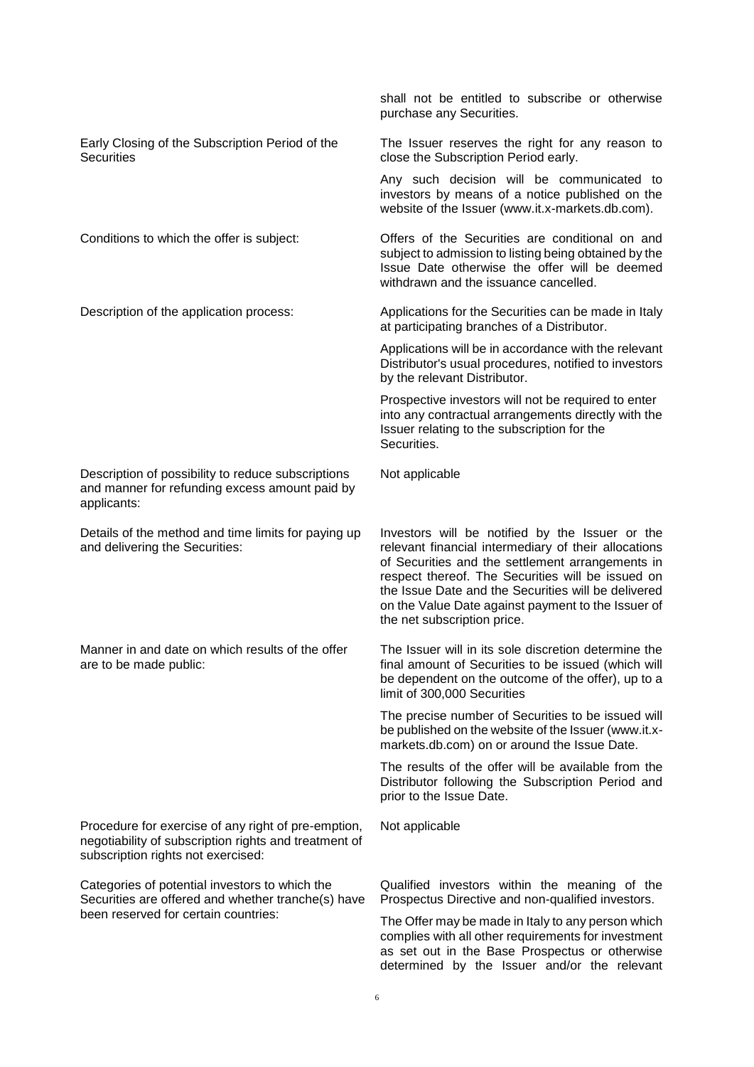| | |
|---|---|
| | shall not be entitled to subscribe or otherwise purchase any Securities. |
| Early Closing of the Subscription Period of the Securities | The Issuer reserves the right for any reason to close the Subscription Period early.<br><br>Any such decision will be communicated to investors by means of a notice published on the website of the Issuer (www.it.x-markets.db.com). |
| Conditions to which the offer is subject: | Offers of the Securities are conditional on and subject to admission to listing being obtained by the Issue Date otherwise the offer will be deemed withdrawn and the issuance cancelled. |
| Description of the application process: | Applications for the Securities can be made in Italy at participating branches of a Distributor.<br><br>Applications will be in accordance with the relevant Distributor's usual procedures, notified to investors by the relevant Distributor.<br><br>Prospective investors will not be required to enter into any contractual arrangements directly with the Issuer relating to the subscription for the Securities. |
| Description of possibility to reduce subscriptions and manner for refunding excess amount paid by applicants: | Not applicable |
| Details of the method and time limits for paying up and delivering the Securities: | Investors will be notified by the Issuer or the relevant financial intermediary of their allocations of Securities and the settlement arrangements in respect thereof. The Securities will be issued on the Issue Date and the Securities will be delivered on the Value Date against payment to the Issuer of the net subscription price. |
| Manner in and date on which results of the offer are to be made public: | The Issuer will in its sole discretion determine the final amount of Securities to be issued (which will be dependent on the outcome of the offer), up to a limit of 300,000 Securities<br><br>The precise number of Securities to be issued will be published on the website of the Issuer (www.it.x-markets.db.com) on or around the Issue Date.<br><br>The results of the offer will be available from the Distributor following the Subscription Period and prior to the Issue Date. |
| Procedure for exercise of any right of pre-emption, negotiability of subscription rights and treatment of subscription rights not exercised: | Not applicable |
| Categories of potential investors to which the Securities are offered and whether tranche(s) have been reserved for certain countries: | Qualified investors within the meaning of the Prospectus Directive and non-qualified investors.<br><br>The Offer may be made in Italy to any person which complies with all other requirements for investment as set out in the Base Prospectus or otherwise determined by the Issuer and/or the relevant |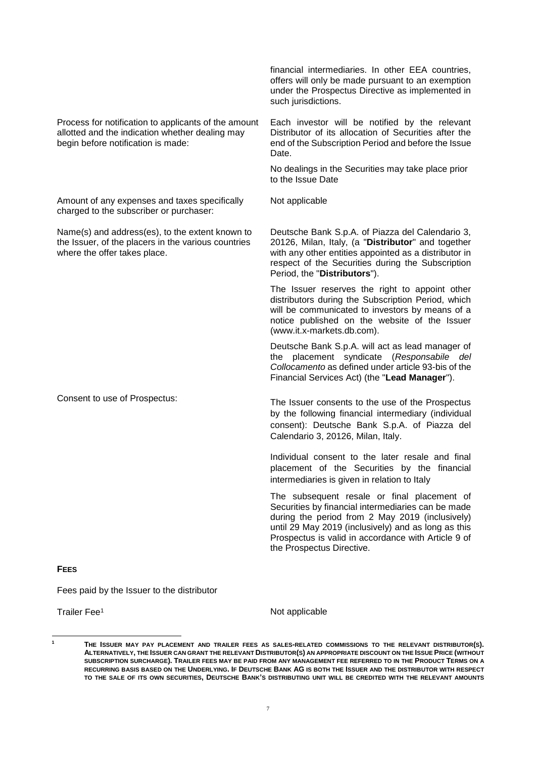| | |
|---|---|
| | financial intermediaries. In other EEA countries, offers will only be made pursuant to an exemption under the Prospectus Directive as implemented in such jurisdictions. |
| Process for notification to applicants of the amount allotted and the indication whether dealing may begin before notification is made: | Each investor will be notified by the relevant Distributor of its allocation of Securities after the end of the Subscription Period and before the Issue Date.<br><br>No dealings in the Securities may take place prior to the Issue Date |
| Amount of any expenses and taxes specifically charged to the subscriber or purchaser: | Not applicable |
| Name(s) and address(es), to the extent known to the Issuer, of the placers in the various countries where the offer takes place. | Deutsche Bank S.p.A. of Piazza del Calendario 3, 20126, Milan, Italy, (a "**Distributor**" and together with any other entities appointed as a distributor in respect of the Securities during the Subscription Period, the "**Distributors**").<br><br>The Issuer reserves the right to appoint other distributors during the Subscription Period, which will be communicated to investors by means of a notice published on the website of the Issuer (www.it.x-markets.db.com).<br><br>Deutsche Bank S.p.A. will act as lead manager of the placement syndicate (*Responsabile del Collocamento* as defined under article 93-bis of the Financial Services Act) (the "**Lead Manager**"). |
| Consent to use of Prospectus: | The Issuer consents to the use of the Prospectus by the following financial intermediary (individual consent): Deutsche Bank S.p.A. of Piazza del Calendario 3, 20126, Milan, Italy.<br><br>Individual consent to the later resale and final placement of the Securities by the financial intermediaries is given in relation to Italy<br><br>The subsequent resale or final placement of Securities by financial intermediaries can be made during the period from 2 May 2019 (inclusively) until 29 May 2019 (inclusively) and as long as this Prospectus is valid in accordance with Article 9 of the Prospectus Directive. |

**FEES**

Fees paid by the Issuer to the distributor

| | |
|---|---|
| Trailer Fee[1] | Not applicable |

[1] THE ISSUER MAY PAY PLACEMENT AND TRAILER FEES AS SALES-RELATED COMMISSIONS TO THE RELEVANT DISTRIBUTOR(S). ALTERNATIVELY, THE ISSUER CAN GRANT THE RELEVANT DISTRIBUTOR(S) AN APPROPRIATE DISCOUNT ON THE ISSUE PRICE (WITHOUT SUBSCRIPTION SURCHARGE). TRAILER FEES MAY BE PAID FROM ANY MANAGEMENT FEE REFERRED TO IN THE PRODUCT TERMS ON A RECURRING BASIS BASED ON THE UNDERLYING. IF DEUTSCHE BANK AG IS BOTH THE ISSUER AND THE DISTRIBUTOR WITH RESPECT TO THE SALE OF ITS OWN SECURITIES, DEUTSCHE BANK'S DISTRIBUTING UNIT WILL BE CREDITED WITH THE RELEVANT AMOUNTS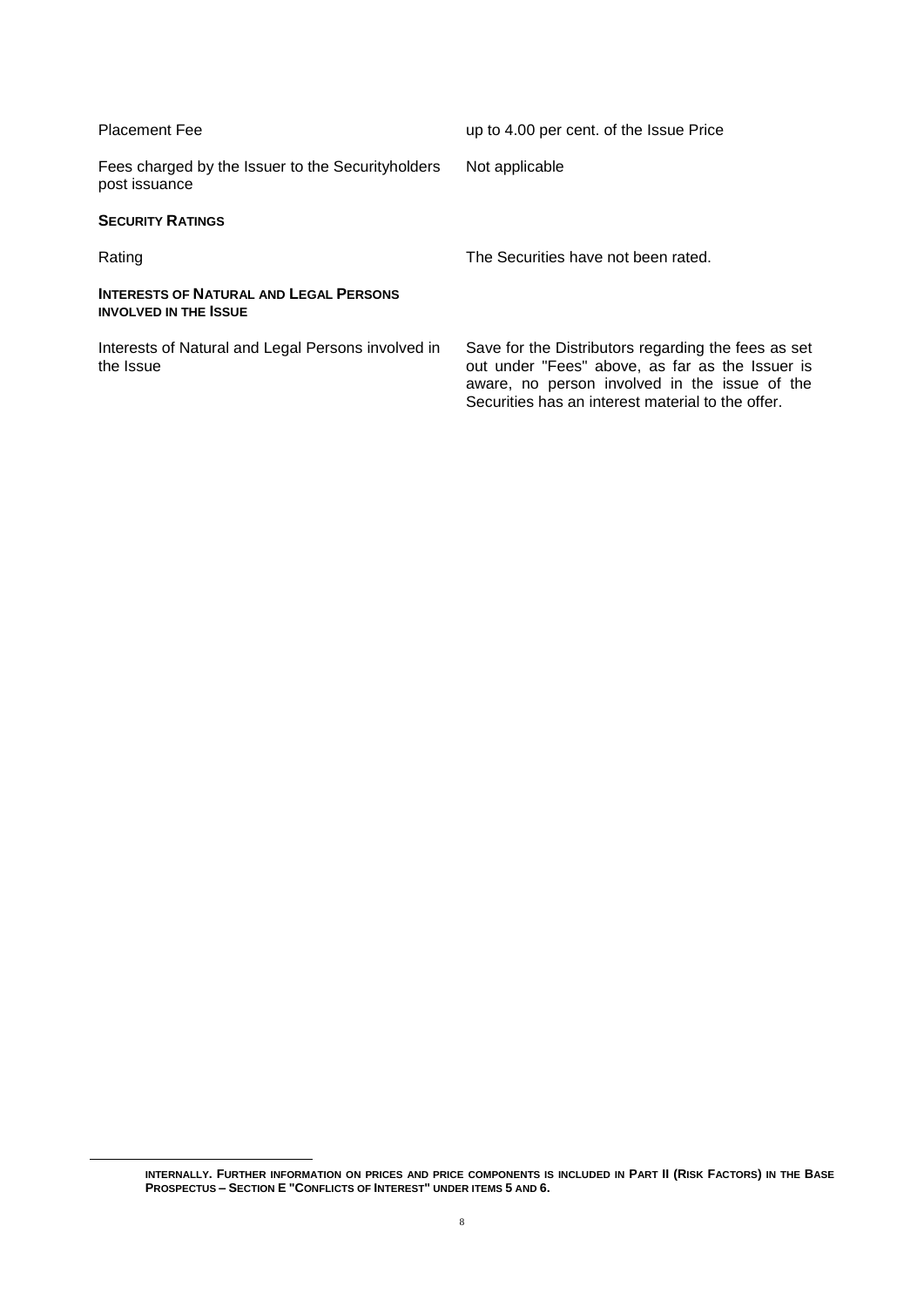| | |
|---|---|
| Placement Fee | up to 4.00 per cent. of the Issue Price |
| Fees charged by the Issuer to the Securityholders post issuance | Not applicable |

**SECURITY RATINGS**

| | |
|---|---|
| Rating | The Securities have not been rated. |

**INTERESTS OF NATURAL AND LEGAL PERSONS INVOLVED IN THE ISSUE**

| | |
|---|---|
| Interests of Natural and Legal Persons involved in the Issue | Save for the Distributors regarding the fees as set out under "Fees" above, as far as the Issuer is aware, no person involved in the issue of the Securities has an interest material to the offer. |

---

**INTERNALLY. FURTHER INFORMATION ON PRICES AND PRICE COMPONENTS IS INCLUDED IN PART II (RISK FACTORS) IN THE BASE PROSPECTUS – SECTION E "CONFLICTS OF INTEREST" UNDER ITEMS 5 AND 6.**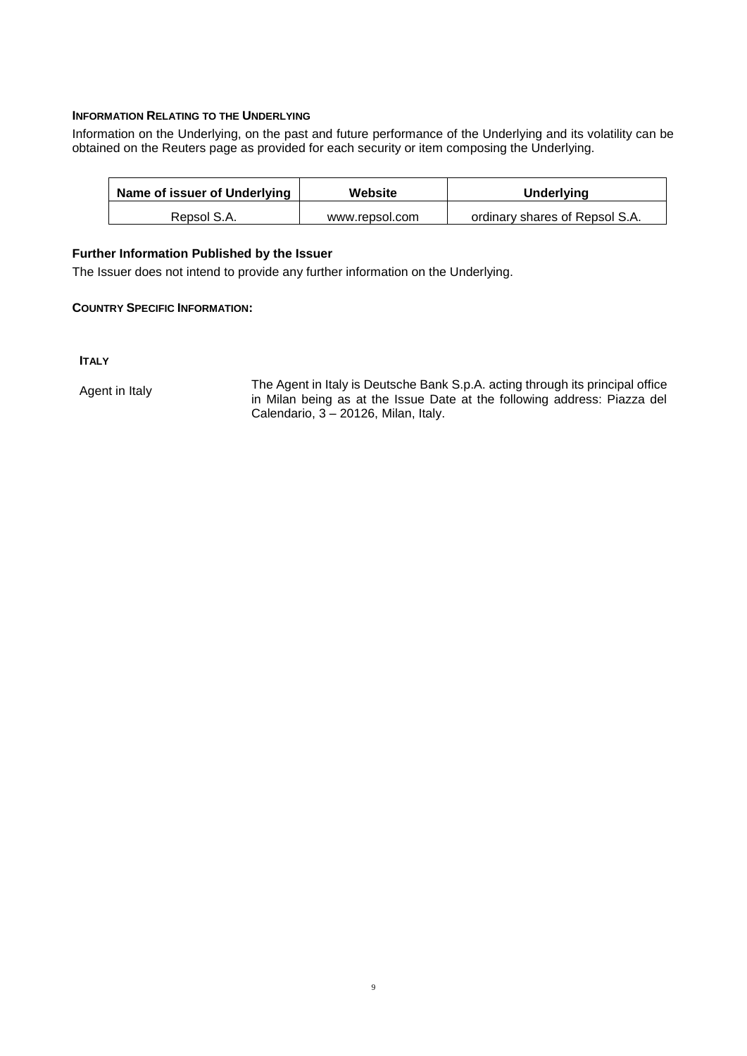## INFORMATION RELATING TO THE UNDERLYING

Information on the Underlying, on the past and future performance of the Underlying and its volatility can be obtained on the Reuters page as provided for each security or item composing the Underlying.

| Name of issuer of Underlying | Website | Underlying |
|---|---|---|
| Repsol S.A. | www.repsol.com | ordinary shares of Repsol S.A. |

### Further Information Published by the Issuer

The Issuer does not intend to provide any further information on the Underlying.

## COUNTRY SPECIFIC INFORMATION:

### ITALY

| | |
|---|---|
| Agent in Italy | The Agent in Italy is Deutsche Bank S.p.A. acting through its principal office in Milan being as at the Issue Date at the following address: Piazza del Calendario, 3 – 20126, Milan, Italy. |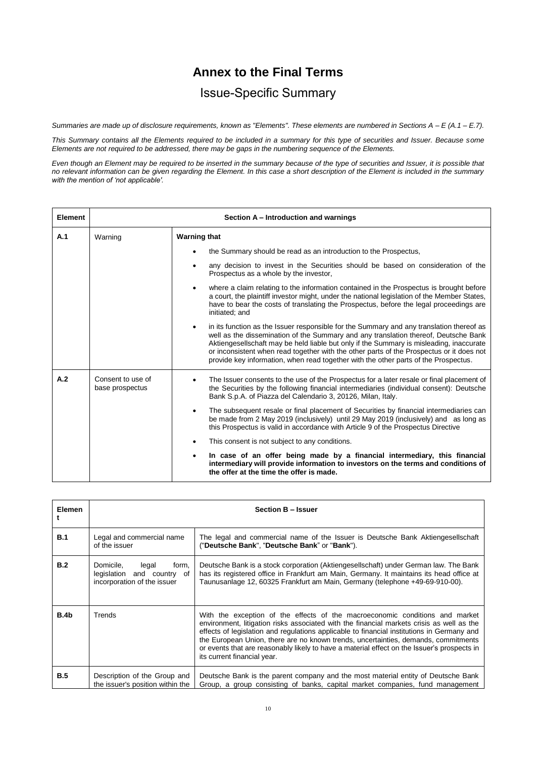# Annex to the Final Terms

## Issue-Specific Summary

*Summaries are made up of disclosure requirements, known as "Elements". These elements are numbered in Sections A – E (A.1 – E.7).*

*This Summary contains all the Elements required to be included in a summary for this type of securities and Issuer. Because some Elements are not required to be addressed, there may be gaps in the numbering sequence of the Elements.*

*Even though an Element may be required to be inserted in the summary because of the type of securities and Issuer, it is possible that no relevant information can be given regarding the Element. In this case a short description of the Element is included in the summary with the mention of 'not applicable'.*

| Element | Section A – Introduction and warnings | |
|---|---|---|
| **A.1** | Warning | **Warning that**<br>• the Summary should be read as an introduction to the Prospectus,<br>• any decision to invest in the Securities should be based on consideration of the Prospectus as a whole by the investor,<br>• where a claim relating to the information contained in the Prospectus is brought before a court, the plaintiff investor might, under the national legislation of the Member States, have to bear the costs of translating the Prospectus, before the legal proceedings are initiated; and<br>• in its function as the Issuer responsible for the Summary and any translation thereof as well as the dissemination of the Summary and any translation thereof, Deutsche Bank Aktiengesellschaft may be held liable but only if the Summary is misleading, inaccurate or inconsistent when read together with the other parts of the Prospectus or it does not provide key information, when read together with the other parts of the Prospectus. |
| **A.2** | Consent to use of base prospectus | • The Issuer consents to the use of the Prospectus for a later resale or final placement of the Securities by the following financial intermediaries (individual consent): Deutsche Bank S.p.A. of Piazza del Calendario 3, 20126, Milan, Italy.<br>• The subsequent resale or final placement of Securities by financial intermediaries can be made from 2 May 2019 (inclusively) until 29 May 2019 (inclusively) and as long as this Prospectus is valid in accordance with Article 9 of the Prospectus Directive<br>• This consent is not subject to any conditions.<br>• **In case of an offer being made by a financial intermediary, this financial intermediary will provide information to investors on the terms and conditions of the offer at the time the offer is made.** |

| Element | Section B – Issuer | |
|---|---|---|
| **B.1** | Legal and commercial name of the issuer | The legal and commercial name of the Issuer is Deutsche Bank Aktiengesellschaft ("**Deutsche Bank**", "**Deutsche Bank**" or "**Bank**"). |
| **B.2** | Domicile, legal form, legislation and country of incorporation of the issuer | Deutsche Bank is a stock corporation (Aktiengesellschaft) under German law. The Bank has its registered office in Frankfurt am Main, Germany. It maintains its head office at Taunusanlage 12, 60325 Frankfurt am Main, Germany (telephone +49-69-910-00). |
| **B.4b** | Trends | With the exception of the effects of the macroeconomic conditions and market environment, litigation risks associated with the financial markets crisis as well as the effects of legislation and regulations applicable to financial institutions in Germany and the European Union, there are no known trends, uncertainties, demands, commitments or events that are reasonably likely to have a material effect on the Issuer's prospects in its current financial year. |
| **B.5** | Description of the Group and the issuer's position within the | Deutsche Bank is the parent company and the most material entity of Deutsche Bank Group, a group consisting of banks, capital market companies, fund management |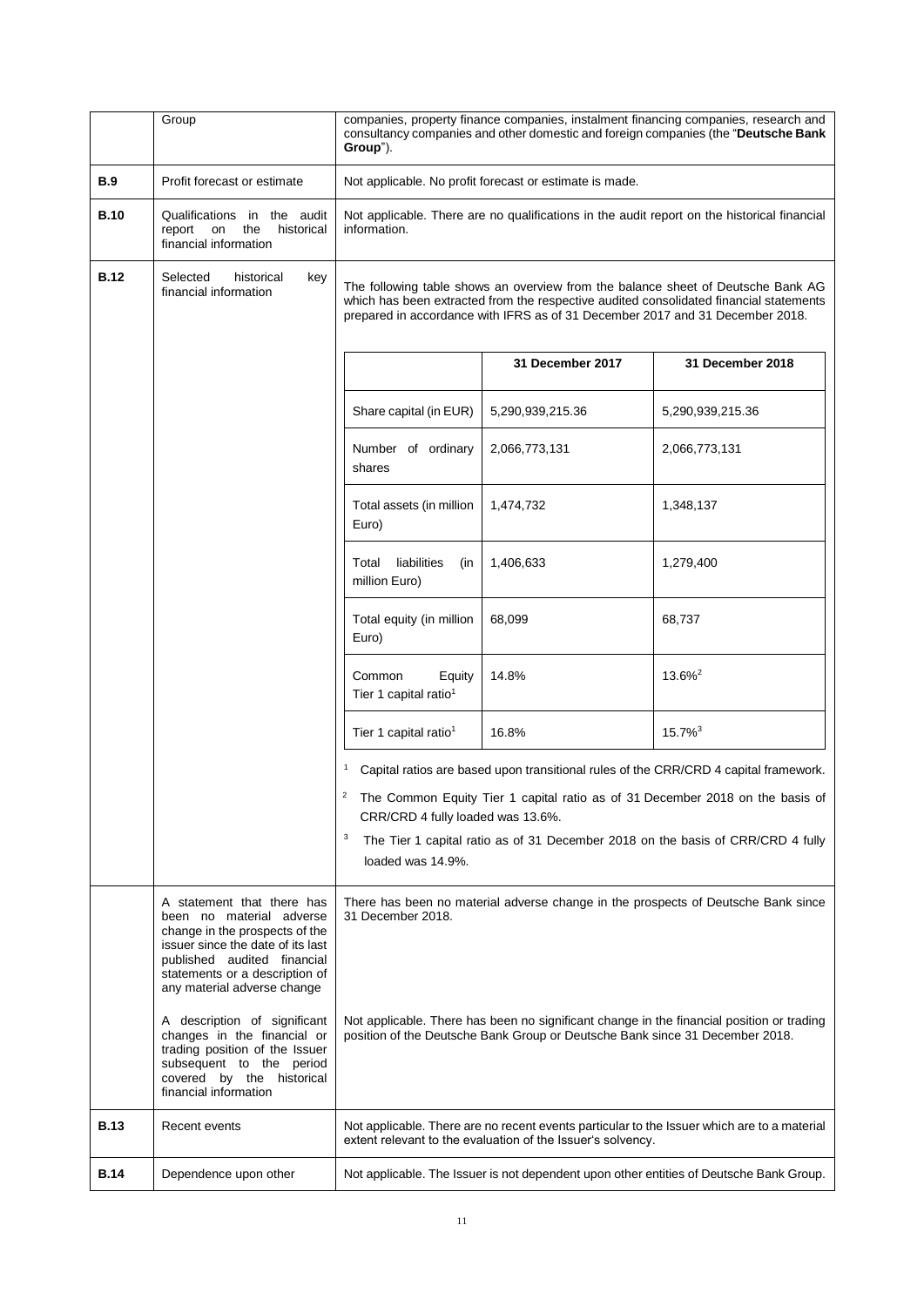| | | |
|---|---|---|
| | Group | companies, property finance companies, instalment financing companies, research and consultancy companies and other domestic and foreign companies (the "**Deutsche Bank Group**"). |
| **B.9** | Profit forecast or estimate | Not applicable. No profit forecast or estimate is made. |
| **B.10** | Qualifications in the audit report on the historical financial information | Not applicable. There are no qualifications in the audit report on the historical financial information. |
| **B.12** | Selected historical key financial information | The following table shows an overview from the balance sheet of Deutsche Bank AG which has been extracted from the respective audited consolidated financial statements prepared in accordance with IFRS as of 31 December 2017 and 31 December 2018. |

| | 31 December 2017 | 31 December 2018 |
|---|---|---|
| Share capital (in EUR) | 5,290,939,215.36 | 5,290,939,215.36 |
| Number of ordinary shares | 2,066,773,131 | 2,066,773,131 |
| Total assets (in million Euro) | 1,474,732 | 1,348,137 |
| Total liabilities (in million Euro) | 1,406,633 | 1,279,400 |
| Total equity (in million Euro) | 68,099 | 68,737 |
| Common Equity Tier 1 capital ratio[1] | 14.8% | 13.6%[2] |
| Tier 1 capital ratio[1] | 16.8% | 15.7%[3] |

[1] Capital ratios are based upon transitional rules of the CRR/CRD 4 capital framework.

[2] The Common Equity Tier 1 capital ratio as of 31 December 2018 on the basis of CRR/CRD 4 fully loaded was 13.6%.

[3] The Tier 1 capital ratio as of 31 December 2018 on the basis of CRR/CRD 4 fully loaded was 14.9%.

| | | |
|---|---|---|
| | A statement that there has been no material adverse change in the prospects of the issuer since the date of its last published audited financial statements or a description of any material adverse change | There has been no material adverse change in the prospects of Deutsche Bank since 31 December 2018. |
| | A description of significant changes in the financial or trading position of the Issuer subsequent to the period covered by the historical financial information | Not applicable. There has been no significant change in the financial position or trading position of the Deutsche Bank Group or Deutsche Bank since 31 December 2018. |
| **B.13** | Recent events | Not applicable. There are no recent events particular to the Issuer which are to a material extent relevant to the evaluation of the Issuer's solvency. |
| **B.14** | Dependence upon other | Not applicable. The Issuer is not dependent upon other entities of Deutsche Bank Group. |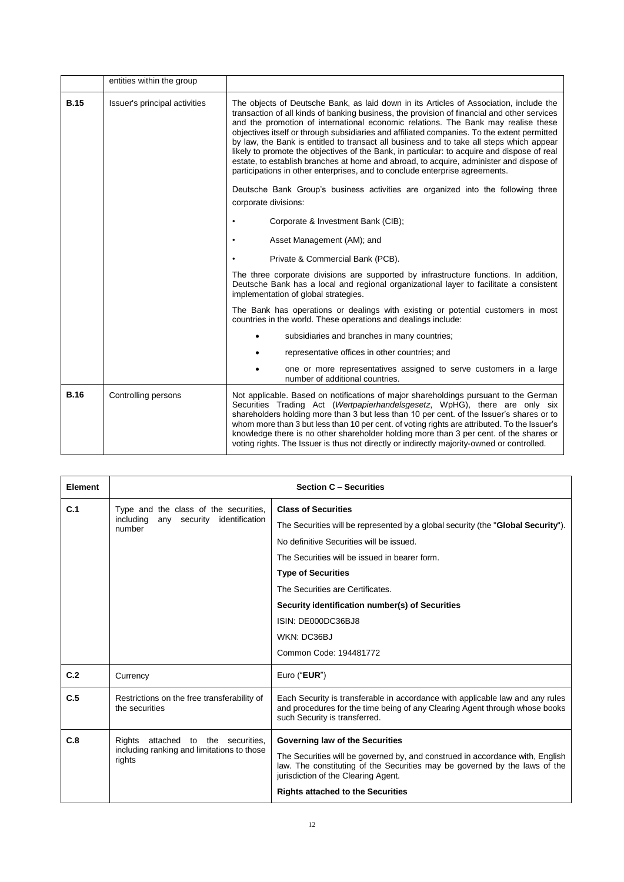|  | entities within the group |  |
|---|---|---|
| **B.15** | Issuer's principal activities | The objects of Deutsche Bank, as laid down in its Articles of Association, include the transaction of all kinds of banking business, the provision of financial and other services and the promotion of international economic relations. The Bank may realise these objectives itself or through subsidiaries and affiliated companies. To the extent permitted by law, the Bank is entitled to transact all business and to take all steps which appear likely to promote the objectives of the Bank, in particular: to acquire and dispose of real estate, to establish branches at home and abroad, to acquire, administer and dispose of participations in other enterprises, and to conclude enterprise agreements.<br><br>Deutsche Bank Group's business activities are organized into the following three corporate divisions:<br><br>• Corporate & Investment Bank (CIB);<br>• Asset Management (AM); and<br>• Private & Commercial Bank (PCB).<br><br>The three corporate divisions are supported by infrastructure functions. In addition, Deutsche Bank has a local and regional organizational layer to facilitate a consistent implementation of global strategies.<br><br>The Bank has operations or dealings with existing or potential customers in most countries in the world. These operations and dealings include:<br><br>• subsidiaries and branches in many countries;<br>• representative offices in other countries; and<br>• one or more representatives assigned to serve customers in a large number of additional countries. |
| **B.16** | Controlling persons | Not applicable. Based on notifications of major shareholdings pursuant to the German Securities Trading Act (*Wertpapierhandelsgesetz*, WpHG), there are only six shareholders holding more than 3 but less than 10 per cent. of the Issuer's shares or to whom more than 3 but less than 10 per cent. of voting rights are attributed. To the Issuer's knowledge there is no other shareholder holding more than 3 per cent. of the shares or voting rights. The Issuer is thus not directly or indirectly majority-owned or controlled. |

| **Element** | **Section C – Securities** |  |
|---|---|---|
| **C.1** | Type and the class of the securities, including any security identification number | **Class of Securities**<br><br>The Securities will be represented by a global security (the "**Global Security**").<br><br>No definitive Securities will be issued.<br><br>The Securities will be issued in bearer form.<br><br>**Type of Securities**<br><br>The Securities are Certificates.<br><br>**Security identification number(s) of Securities**<br><br>ISIN: DE000DC36BJ8<br><br>WKN: DC36BJ<br><br>Common Code: 194481772 |
| **C.2** | Currency | Euro ("**EUR**") |
| **C.5** | Restrictions on the free transferability of the securities | Each Security is transferable in accordance with applicable law and any rules and procedures for the time being of any Clearing Agent through whose books such Security is transferred. |
| **C.8** | Rights attached to the securities, including ranking and limitations to those rights | **Governing law of the Securities**<br><br>The Securities will be governed by, and construed in accordance with, English law. The constituting of the Securities may be governed by the laws of the jurisdiction of the Clearing Agent.<br><br>**Rights attached to the Securities** |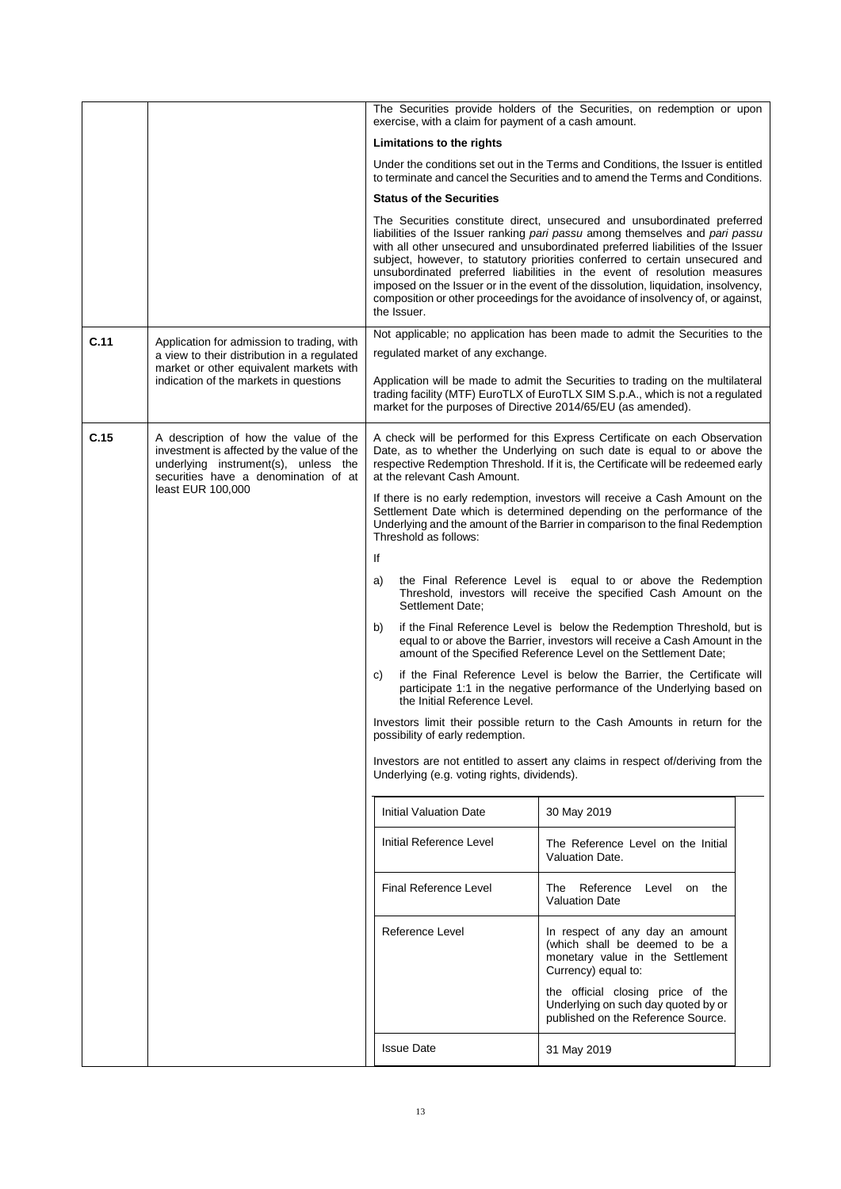| | | |
|---|---|---|
| | | The Securities provide holders of the Securities, on redemption or upon exercise, with a claim for payment of a cash amount.<br><br>**Limitations to the rights**<br><br>Under the conditions set out in the Terms and Conditions, the Issuer is entitled to terminate and cancel the Securities and to amend the Terms and Conditions.<br><br>**Status of the Securities**<br><br>The Securities constitute direct, unsecured and unsubordinated preferred liabilities of the Issuer ranking *pari passu* among themselves and *pari passu* with all other unsecured and unsubordinated preferred liabilities of the Issuer subject, however, to statutory priorities conferred to certain unsecured and unsubordinated preferred liabilities in the event of resolution measures imposed on the Issuer or in the event of the dissolution, liquidation, insolvency, composition or other proceedings for the avoidance of insolvency of, or against, the Issuer. |
| **C.11** | Application for admission to trading, with a view to their distribution in a regulated market or other equivalent markets with indication of the markets in questions | Not applicable; no application has been made to admit the Securities to the regulated market of any exchange.<br><br>Application will be made to admit the Securities to trading on the multilateral trading facility (MTF) EuroTLX of EuroTLX SIM S.p.A., which is not a regulated market for the purposes of Directive 2014/65/EU (as amended). |
| **C.15** | A description of how the value of the investment is affected by the value of the underlying instrument(s), unless the securities have a denomination of at least EUR 100,000 | A check will be performed for this Express Certificate on each Observation Date, as to whether the Underlying on such date is equal to or above the respective Redemption Threshold. If it is, the Certificate will be redeemed early at the relevant Cash Amount.<br><br>If there is no early redemption, investors will receive a Cash Amount on the Settlement Date which is determined depending on the performance of the Underlying and the amount of the Barrier in comparison to the final Redemption Threshold as follows:<br><br>If<br><br>a) the Final Reference Level is equal to or above the Redemption Threshold, investors will receive the specified Cash Amount on the Settlement Date;<br><br>b) if the Final Reference Level is below the Redemption Threshold, but is equal to or above the Barrier, investors will receive a Cash Amount in the amount of the Specified Reference Level on the Settlement Date;<br><br>c) if the Final Reference Level is below the Barrier, the Certificate will participate 1:1 in the negative performance of the Underlying based on the Initial Reference Level.<br><br>Investors limit their possible return to the Cash Amounts in return for the possibility of early redemption.<br><br>Investors are not entitled to assert any claims in respect of/deriving from the Underlying (e.g. voting rights, dividends). |

| Initial Valuation Date | 30 May 2019 |
|---|---|
| Initial Reference Level | The Reference Level on the Initial Valuation Date. |
| Final Reference Level | The Reference Level on the Valuation Date |
| Reference Level | In respect of any day an amount (which shall be deemed to be a monetary value in the Settlement Currency) equal to:<br><br>the official closing price of the Underlying on such day quoted by or published on the Reference Source. |
| Issue Date | 31 May 2019 |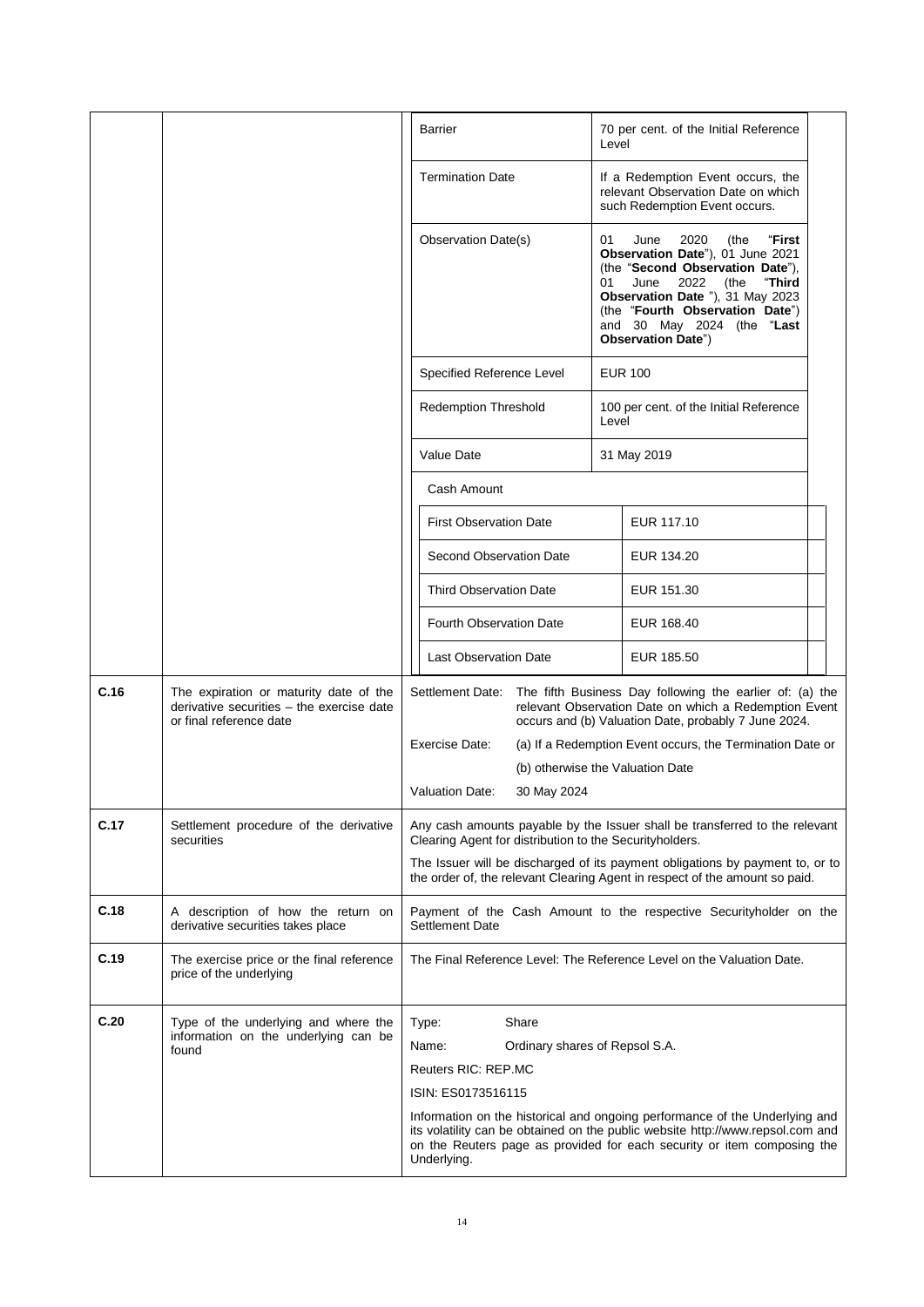| | | | |
|---|---|---|---|
| | | Barrier | 70 per cent. of the Initial Reference Level |
| | | Termination Date | If a Redemption Event occurs, the relevant Observation Date on which such Redemption Event occurs. |
| | | Observation Date(s) | 01 June 2020 (the "**First Observation Date**"), 01 June 2021 (the "**Second Observation Date**"), 01 June 2022 (the "**Third Observation Date** "), 31 May 2023 (the "**Fourth Observation Date**") and 30 May 2024 (the "**Last Observation Date**") |
| | | Specified Reference Level | EUR 100 |
| | | Redemption Threshold | 100 per cent. of the Initial Reference Level |
| | | Value Date | 31 May 2019 |
| | | Cash Amount | |
| | | First Observation Date | EUR 117.10 |
| | | Second Observation Date | EUR 134.20 |
| | | Third Observation Date | EUR 151.30 |
| | | Fourth Observation Date | EUR 168.40 |
| | | Last Observation Date | EUR 185.50 |
| **C.16** | The expiration or maturity date of the derivative securities – the exercise date or final reference date | Settlement Date: | The fifth Business Day following the earlier of: (a) the relevant Observation Date on which a Redemption Event occurs and (b) Valuation Date, probably 7 June 2024. |
| | | Exercise Date: | (a) If a Redemption Event occurs, the Termination Date or (b) otherwise the Valuation Date |
| | | Valuation Date: | 30 May 2024 |
| **C.17** | Settlement procedure of the derivative securities | Any cash amounts payable by the Issuer shall be transferred to the relevant Clearing Agent for distribution to the Securityholders.<br><br>The Issuer will be discharged of its payment obligations by payment to, or to the order of, the relevant Clearing Agent in respect of the amount so paid. | |
| **C.18** | A description of how the return on derivative securities takes place | Payment of the Cash Amount to the respective Securityholder on the Settlement Date | |
| **C.19** | The exercise price or the final reference price of the underlying | The Final Reference Level: The Reference Level on the Valuation Date. | |
| **C.20** | Type of the underlying and where the information on the underlying can be found | Type: Share<br><br>Name: Ordinary shares of Repsol S.A.<br><br>Reuters RIC: REP.MC<br><br>ISIN: ES0173516115<br><br>Information on the historical and ongoing performance of the Underlying and its volatility can be obtained on the public website http://www.repsol.com and on the Reuters page as provided for each security or item composing the Underlying. | |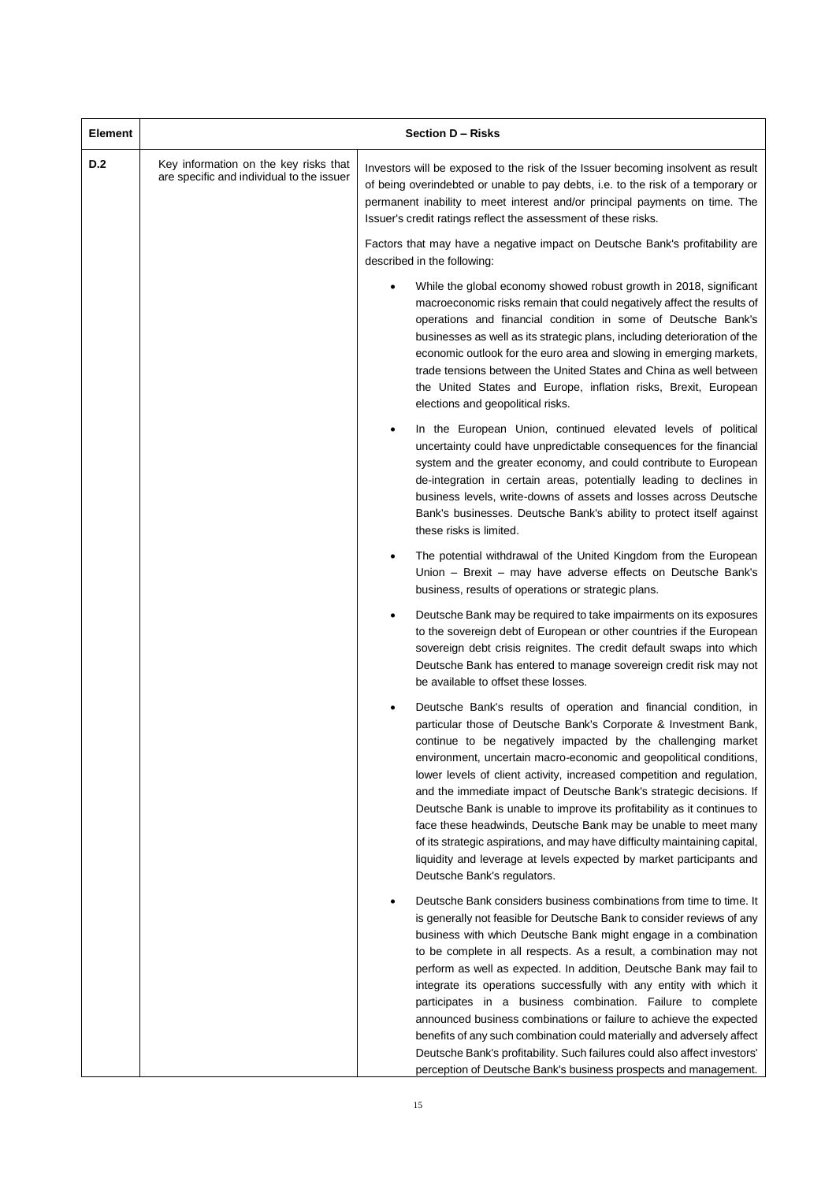| Element | Section D – Risks | |
|---|---|---|
| D.2 | Key information on the key risks that are specific and individual to the issuer | Investors will be exposed to the risk of the Issuer becoming insolvent as result of being overindebted or unable to pay debts, i.e. to the risk of a temporary or permanent inability to meet interest and/or principal payments on time. The Issuer's credit ratings reflect the assessment of these risks.<br><br>Factors that may have a negative impact on Deutsche Bank's profitability are described in the following:<br><br>• While the global economy showed robust growth in 2018, significant macroeconomic risks remain that could negatively affect the results of operations and financial condition in some of Deutsche Bank's businesses as well as its strategic plans, including deterioration of the economic outlook for the euro area and slowing in emerging markets, trade tensions between the United States and China as well between the United States and Europe, inflation risks, Brexit, European elections and geopolitical risks.<br><br>• In the European Union, continued elevated levels of political uncertainty could have unpredictable consequences for the financial system and the greater economy, and could contribute to European de-integration in certain areas, potentially leading to declines in business levels, write-downs of assets and losses across Deutsche Bank's businesses. Deutsche Bank's ability to protect itself against these risks is limited.<br><br>• The potential withdrawal of the United Kingdom from the European Union – Brexit – may have adverse effects on Deutsche Bank's business, results of operations or strategic plans.<br><br>• Deutsche Bank may be required to take impairments on its exposures to the sovereign debt of European or other countries if the European sovereign debt crisis reignites. The credit default swaps into which Deutsche Bank has entered to manage sovereign credit risk may not be available to offset these losses.<br><br>• Deutsche Bank's results of operation and financial condition, in particular those of Deutsche Bank's Corporate & Investment Bank, continue to be negatively impacted by the challenging market environment, uncertain macro-economic and geopolitical conditions, lower levels of client activity, increased competition and regulation, and the immediate impact of Deutsche Bank's strategic decisions. If Deutsche Bank is unable to improve its profitability as it continues to face these headwinds, Deutsche Bank may be unable to meet many of its strategic aspirations, and may have difficulty maintaining capital, liquidity and leverage at levels expected by market participants and Deutsche Bank's regulators.<br><br>• Deutsche Bank considers business combinations from time to time. It is generally not feasible for Deutsche Bank to consider reviews of any business with which Deutsche Bank might engage in a combination to be complete in all respects. As a result, a combination may not perform as well as expected. In addition, Deutsche Bank may fail to integrate its operations successfully with any entity with which it participates in a business combination. Failure to complete announced business combinations or failure to achieve the expected benefits of any such combination could materially and adversely affect Deutsche Bank's profitability. Such failures could also affect investors' perception of Deutsche Bank's business prospects and management. |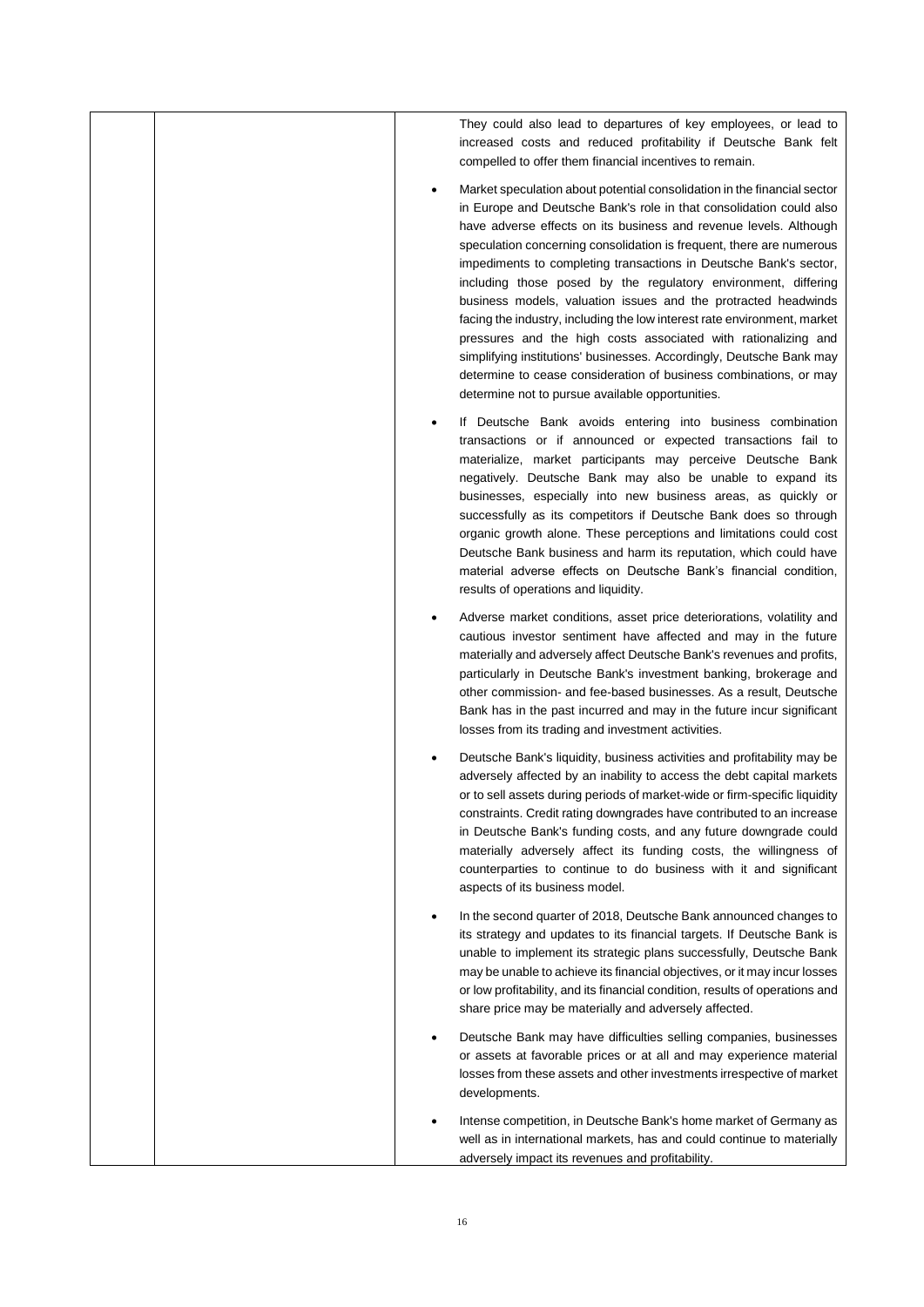| | | They could also lead to departures of key employees, or lead to increased costs and reduced profitability if Deutsche Bank felt compelled to offer them financial incentives to remain.<br><br>• Market speculation about potential consolidation in the financial sector in Europe and Deutsche Bank's role in that consolidation could also have adverse effects on its business and revenue levels. Although speculation concerning consolidation is frequent, there are numerous impediments to completing transactions in Deutsche Bank's sector, including those posed by the regulatory environment, differing business models, valuation issues and the protracted headwinds facing the industry, including the low interest rate environment, market pressures and the high costs associated with rationalizing and simplifying institutions' businesses. Accordingly, Deutsche Bank may determine to cease consideration of business combinations, or may determine not to pursue available opportunities.<br><br>• If Deutsche Bank avoids entering into business combination transactions or if announced or expected transactions fail to materialize, market participants may perceive Deutsche Bank negatively. Deutsche Bank may also be unable to expand its businesses, especially into new business areas, as quickly or successfully as its competitors if Deutsche Bank does so through organic growth alone. These perceptions and limitations could cost Deutsche Bank business and harm its reputation, which could have material adverse effects on Deutsche Bank's financial condition, results of operations and liquidity.<br><br>• Adverse market conditions, asset price deteriorations, volatility and cautious investor sentiment have affected and may in the future materially and adversely affect Deutsche Bank's revenues and profits, particularly in Deutsche Bank's investment banking, brokerage and other commission- and fee-based businesses. As a result, Deutsche Bank has in the past incurred and may in the future incur significant losses from its trading and investment activities.<br><br>• Deutsche Bank's liquidity, business activities and profitability may be adversely affected by an inability to access the debt capital markets or to sell assets during periods of market-wide or firm-specific liquidity constraints. Credit rating downgrades have contributed to an increase in Deutsche Bank's funding costs, and any future downgrade could materially adversely affect its funding costs, the willingness of counterparties to continue to do business with it and significant aspects of its business model.<br><br>• In the second quarter of 2018, Deutsche Bank announced changes to its strategy and updates to its financial targets. If Deutsche Bank is unable to implement its strategic plans successfully, Deutsche Bank may be unable to achieve its financial objectives, or it may incur losses or low profitability, and its financial condition, results of operations and share price may be materially and adversely affected.<br><br>• Deutsche Bank may have difficulties selling companies, businesses or assets at favorable prices or at all and may experience material losses from these assets and other investments irrespective of market developments.<br><br>• Intense competition, in Deutsche Bank's home market of Germany as well as in international markets, has and could continue to materially adversely impact its revenues and profitability. |
|---|---|---|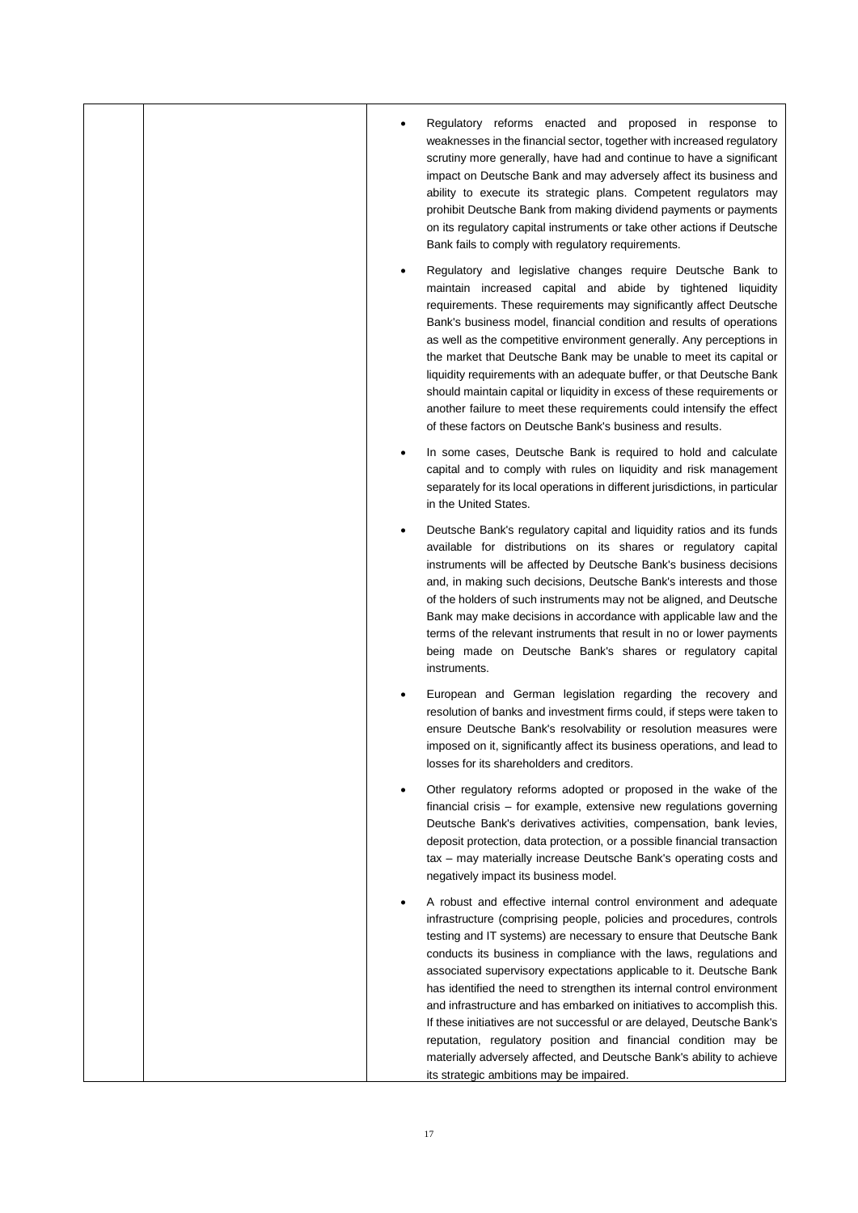| | | |
|---|---|---|
| | | • Regulatory reforms enacted and proposed in response to weaknesses in the financial sector, together with increased regulatory scrutiny more generally, have had and continue to have a significant impact on Deutsche Bank and may adversely affect its business and ability to execute its strategic plans. Competent regulators may prohibit Deutsche Bank from making dividend payments or payments on its regulatory capital instruments or take other actions if Deutsche Bank fails to comply with regulatory requirements.<br><br>• Regulatory and legislative changes require Deutsche Bank to maintain increased capital and abide by tightened liquidity requirements. These requirements may significantly affect Deutsche Bank's business model, financial condition and results of operations as well as the competitive environment generally. Any perceptions in the market that Deutsche Bank may be unable to meet its capital or liquidity requirements with an adequate buffer, or that Deutsche Bank should maintain capital or liquidity in excess of these requirements or another failure to meet these requirements could intensify the effect of these factors on Deutsche Bank's business and results.<br><br>• In some cases, Deutsche Bank is required to hold and calculate capital and to comply with rules on liquidity and risk management separately for its local operations in different jurisdictions, in particular in the United States.<br><br>• Deutsche Bank's regulatory capital and liquidity ratios and its funds available for distributions on its shares or regulatory capital instruments will be affected by Deutsche Bank's business decisions and, in making such decisions, Deutsche Bank's interests and those of the holders of such instruments may not be aligned, and Deutsche Bank may make decisions in accordance with applicable law and the terms of the relevant instruments that result in no or lower payments being made on Deutsche Bank's shares or regulatory capital instruments.<br><br>• European and German legislation regarding the recovery and resolution of banks and investment firms could, if steps were taken to ensure Deutsche Bank's resolvability or resolution measures were imposed on it, significantly affect its business operations, and lead to losses for its shareholders and creditors.<br><br>• Other regulatory reforms adopted or proposed in the wake of the financial crisis – for example, extensive new regulations governing Deutsche Bank's derivatives activities, compensation, bank levies, deposit protection, data protection, or a possible financial transaction tax – may materially increase Deutsche Bank's operating costs and negatively impact its business model.<br><br>• A robust and effective internal control environment and adequate infrastructure (comprising people, policies and procedures, controls testing and IT systems) are necessary to ensure that Deutsche Bank conducts its business in compliance with the laws, regulations and associated supervisory expectations applicable to it. Deutsche Bank has identified the need to strengthen its internal control environment and infrastructure and has embarked on initiatives to accomplish this. If these initiatives are not successful or are delayed, Deutsche Bank's reputation, regulatory position and financial condition may be materially adversely affected, and Deutsche Bank's ability to achieve its strategic ambitions may be impaired. |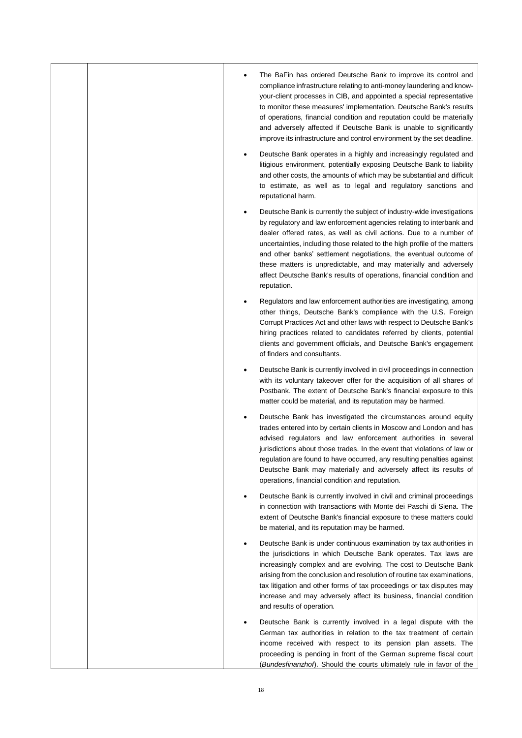- The BaFin has ordered Deutsche Bank to improve its control and compliance infrastructure relating to anti-money laundering and know-your-client processes in CIB, and appointed a special representative to monitor these measures' implementation. Deutsche Bank's results of operations, financial condition and reputation could be materially and adversely affected if Deutsche Bank is unable to significantly improve its infrastructure and control environment by the set deadline.

- Deutsche Bank operates in a highly and increasingly regulated and litigious environment, potentially exposing Deutsche Bank to liability and other costs, the amounts of which may be substantial and difficult to estimate, as well as to legal and regulatory sanctions and reputational harm.

- Deutsche Bank is currently the subject of industry-wide investigations by regulatory and law enforcement agencies relating to interbank and dealer offered rates, as well as civil actions. Due to a number of uncertainties, including those related to the high profile of the matters and other banks' settlement negotiations, the eventual outcome of these matters is unpredictable, and may materially and adversely affect Deutsche Bank's results of operations, financial condition and reputation.

- Regulators and law enforcement authorities are investigating, among other things, Deutsche Bank's compliance with the U.S. Foreign Corrupt Practices Act and other laws with respect to Deutsche Bank's hiring practices related to candidates referred by clients, potential clients and government officials, and Deutsche Bank's engagement of finders and consultants.

- Deutsche Bank is currently involved in civil proceedings in connection with its voluntary takeover offer for the acquisition of all shares of Postbank. The extent of Deutsche Bank's financial exposure to this matter could be material, and its reputation may be harmed.

- Deutsche Bank has investigated the circumstances around equity trades entered into by certain clients in Moscow and London and has advised regulators and law enforcement authorities in several jurisdictions about those trades. In the event that violations of law or regulation are found to have occurred, any resulting penalties against Deutsche Bank may materially and adversely affect its results of operations, financial condition and reputation.

- Deutsche Bank is currently involved in civil and criminal proceedings in connection with transactions with Monte dei Paschi di Siena. The extent of Deutsche Bank's financial exposure to these matters could be material, and its reputation may be harmed.

- Deutsche Bank is under continuous examination by tax authorities in the jurisdictions in which Deutsche Bank operates. Tax laws are increasingly complex and are evolving. The cost to Deutsche Bank arising from the conclusion and resolution of routine tax examinations, tax litigation and other forms of tax proceedings or tax disputes may increase and may adversely affect its business, financial condition and results of operation.

- Deutsche Bank is currently involved in a legal dispute with the German tax authorities in relation to the tax treatment of certain income received with respect to its pension plan assets. The proceeding is pending in front of the German supreme fiscal court (*Bundesfinanzhof*). Should the courts ultimately rule in favor of the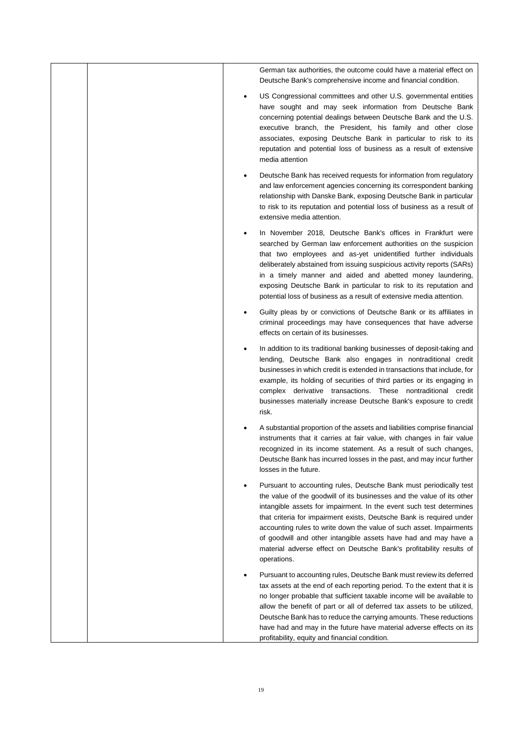| | | German tax authorities, the outcome could have a material effect on Deutsche Bank's comprehensive income and financial condition.<br><br>• US Congressional committees and other U.S. governmental entities have sought and may seek information from Deutsche Bank concerning potential dealings between Deutsche Bank and the U.S. executive branch, the President, his family and other close associates, exposing Deutsche Bank in particular to risk to its reputation and potential loss of business as a result of extensive media attention<br><br>• Deutsche Bank has received requests for information from regulatory and law enforcement agencies concerning its correspondent banking relationship with Danske Bank, exposing Deutsche Bank in particular to risk to its reputation and potential loss of business as a result of extensive media attention.<br><br>• In November 2018, Deutsche Bank's offices in Frankfurt were searched by German law enforcement authorities on the suspicion that two employees and as-yet unidentified further individuals deliberately abstained from issuing suspicious activity reports (SARs) in a timely manner and aided and abetted money laundering, exposing Deutsche Bank in particular to risk to its reputation and potential loss of business as a result of extensive media attention.<br><br>• Guilty pleas by or convictions of Deutsche Bank or its affiliates in criminal proceedings may have consequences that have adverse effects on certain of its businesses.<br><br>• In addition to its traditional banking businesses of deposit-taking and lending, Deutsche Bank also engages in nontraditional credit businesses in which credit is extended in transactions that include, for example, its holding of securities of third parties or its engaging in complex derivative transactions. These nontraditional credit businesses materially increase Deutsche Bank's exposure to credit risk.<br><br>• A substantial proportion of the assets and liabilities comprise financial instruments that it carries at fair value, with changes in fair value recognized in its income statement. As a result of such changes, Deutsche Bank has incurred losses in the past, and may incur further losses in the future.<br><br>• Pursuant to accounting rules, Deutsche Bank must periodically test the value of the goodwill of its businesses and the value of its other intangible assets for impairment. In the event such test determines that criteria for impairment exists, Deutsche Bank is required under accounting rules to write down the value of such asset. Impairments of goodwill and other intangible assets have had and may have a material adverse effect on Deutsche Bank's profitability results of operations.<br><br>• Pursuant to accounting rules, Deutsche Bank must review its deferred tax assets at the end of each reporting period. To the extent that it is no longer probable that sufficient taxable income will be available to allow the benefit of part or all of deferred tax assets to be utilized, Deutsche Bank has to reduce the carrying amounts. These reductions have had and may in the future have material adverse effects on its profitability, equity and financial condition. |
|---|---|---|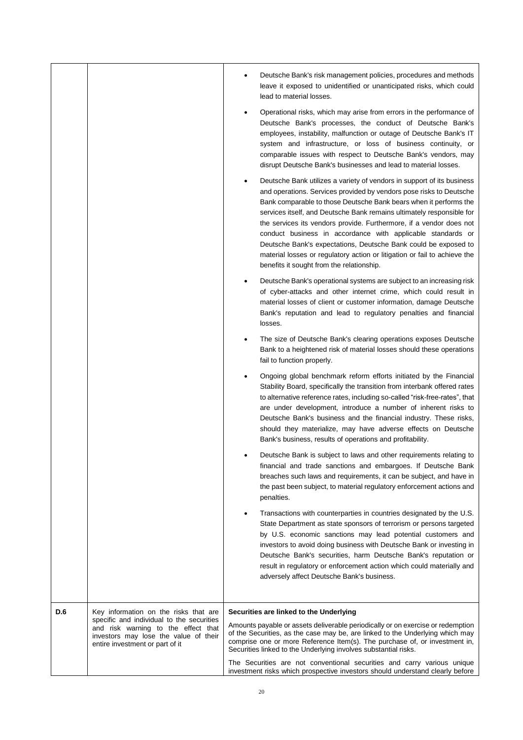| | | |
|---|---|---|
| | | • Deutsche Bank's risk management policies, procedures and methods leave it exposed to unidentified or unanticipated risks, which could lead to material losses.<br><br>• Operational risks, which may arise from errors in the performance of Deutsche Bank's processes, the conduct of Deutsche Bank's employees, instability, malfunction or outage of Deutsche Bank's IT system and infrastructure, or loss of business continuity, or comparable issues with respect to Deutsche Bank's vendors, may disrupt Deutsche Bank's businesses and lead to material losses.<br><br>• Deutsche Bank utilizes a variety of vendors in support of its business and operations. Services provided by vendors pose risks to Deutsche Bank comparable to those Deutsche Bank bears when it performs the services itself, and Deutsche Bank remains ultimately responsible for the services its vendors provide. Furthermore, if a vendor does not conduct business in accordance with applicable standards or Deutsche Bank's expectations, Deutsche Bank could be exposed to material losses or regulatory action or litigation or fail to achieve the benefits it sought from the relationship.<br><br>• Deutsche Bank's operational systems are subject to an increasing risk of cyber-attacks and other internet crime, which could result in material losses of client or customer information, damage Deutsche Bank's reputation and lead to regulatory penalties and financial losses.<br><br>• The size of Deutsche Bank's clearing operations exposes Deutsche Bank to a heightened risk of material losses should these operations fail to function properly.<br><br>• Ongoing global benchmark reform efforts initiated by the Financial Stability Board, specifically the transition from interbank offered rates to alternative reference rates, including so-called "risk-free-rates", that are under development, introduce a number of inherent risks to Deutsche Bank's business and the financial industry. These risks, should they materialize, may have adverse effects on Deutsche Bank's business, results of operations and profitability.<br><br>• Deutsche Bank is subject to laws and other requirements relating to financial and trade sanctions and embargoes. If Deutsche Bank breaches such laws and requirements, it can be subject, and have in the past been subject, to material regulatory enforcement actions and penalties.<br><br>• Transactions with counterparties in countries designated by the U.S. State Department as state sponsors of terrorism or persons targeted by U.S. economic sanctions may lead potential customers and investors to avoid doing business with Deutsche Bank or investing in Deutsche Bank's securities, harm Deutsche Bank's reputation or result in regulatory or enforcement action which could materially and adversely affect Deutsche Bank's business. |
| D.6 | Key information on the risks that are specific and individual to the securities and risk warning to the effect that investors may lose the value of their entire investment or part of it | **Securities are linked to the Underlying**<br><br>Amounts payable or assets deliverable periodically or on exercise or redemption of the Securities, as the case may be, are linked to the Underlying which may comprise one or more Reference Item(s). The purchase of, or investment in, Securities linked to the Underlying involves substantial risks.<br><br>The Securities are not conventional securities and carry various unique investment risks which prospective investors should understand clearly before |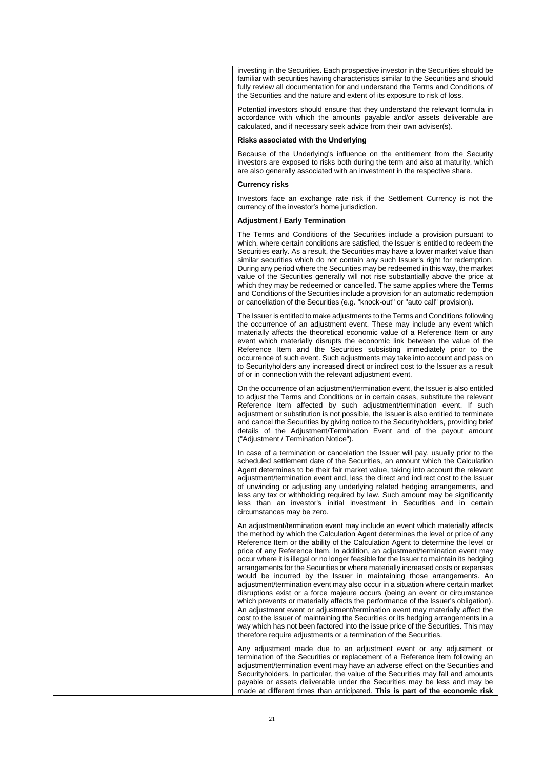investing in the Securities. Each prospective investor in the Securities should be familiar with securities having characteristics similar to the Securities and should fully review all documentation for and understand the Terms and Conditions of the Securities and the nature and extent of its exposure to risk of loss.

Potential investors should ensure that they understand the relevant formula in accordance with which the amounts payable and/or assets deliverable are calculated, and if necessary seek advice from their own adviser(s).

**Risks associated with the Underlying**

Because of the Underlying's influence on the entitlement from the Security investors are exposed to risks both during the term and also at maturity, which are also generally associated with an investment in the respective share.

**Currency risks**

Investors face an exchange rate risk if the Settlement Currency is not the currency of the investor's home jurisdiction.

**Adjustment / Early Termination**

The Terms and Conditions of the Securities include a provision pursuant to which, where certain conditions are satisfied, the Issuer is entitled to redeem the Securities early. As a result, the Securities may have a lower market value than similar securities which do not contain any such Issuer's right for redemption. During any period where the Securities may be redeemed in this way, the market value of the Securities generally will not rise substantially above the price at which they may be redeemed or cancelled. The same applies where the Terms and Conditions of the Securities include a provision for an automatic redemption or cancellation of the Securities (e.g. "knock-out" or "auto call" provision).

The Issuer is entitled to make adjustments to the Terms and Conditions following the occurrence of an adjustment event. These may include any event which materially affects the theoretical economic value of a Reference Item or any event which materially disrupts the economic link between the value of the Reference Item and the Securities subsisting immediately prior to the occurrence of such event. Such adjustments may take into account and pass on to Securityholders any increased direct or indirect cost to the Issuer as a result of or in connection with the relevant adjustment event.

On the occurrence of an adjustment/termination event, the Issuer is also entitled to adjust the Terms and Conditions or in certain cases, substitute the relevant Reference Item affected by such adjustment/termination event. If such adjustment or substitution is not possible, the Issuer is also entitled to terminate and cancel the Securities by giving notice to the Securityholders, providing brief details of the Adjustment/Termination Event and of the payout amount ("Adjustment / Termination Notice").

In case of a termination or cancelation the Issuer will pay, usually prior to the scheduled settlement date of the Securities, an amount which the Calculation Agent determines to be their fair market value, taking into account the relevant adjustment/termination event and, less the direct and indirect cost to the Issuer of unwinding or adjusting any underlying related hedging arrangements, and less any tax or withholding required by law. Such amount may be significantly less than an investor's initial investment in Securities and in certain circumstances may be zero.

An adjustment/termination event may include an event which materially affects the method by which the Calculation Agent determines the level or price of any Reference Item or the ability of the Calculation Agent to determine the level or price of any Reference Item. In addition, an adjustment/termination event may occur where it is illegal or no longer feasible for the Issuer to maintain its hedging arrangements for the Securities or where materially increased costs or expenses would be incurred by the Issuer in maintaining those arrangements. An adjustment/termination event may also occur in a situation where certain market disruptions exist or a force majeure occurs (being an event or circumstance which prevents or materially affects the performance of the Issuer's obligation). An adjustment event or adjustment/termination event may materially affect the cost to the Issuer of maintaining the Securities or its hedging arrangements in a way which has not been factored into the issue price of the Securities. This may therefore require adjustments or a termination of the Securities.

Any adjustment made due to an adjustment event or any adjustment or termination of the Securities or replacement of a Reference Item following an adjustment/termination event may have an adverse effect on the Securities and Securityholders. In particular, the value of the Securities may fall and amounts payable or assets deliverable under the Securities may be less and may be made at different times than anticipated. **This is part of the economic risk**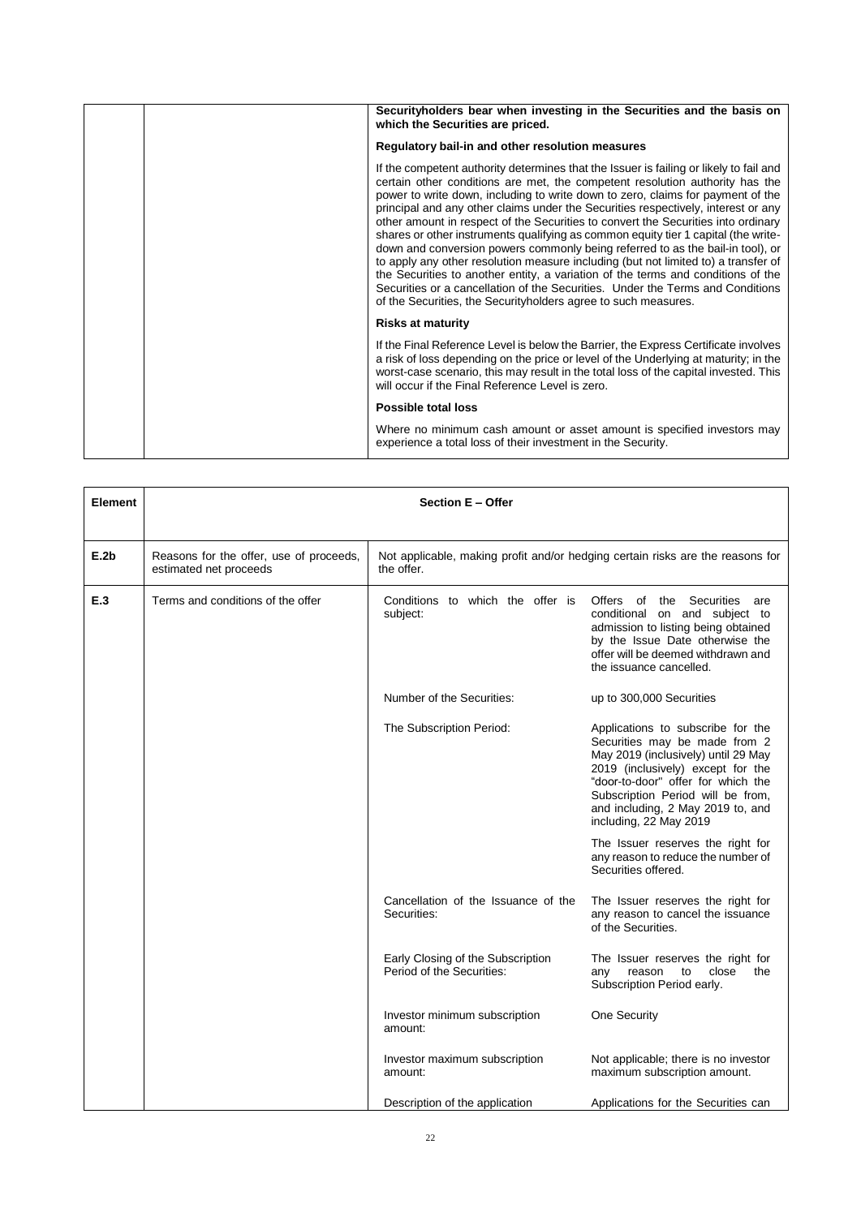| | | **Securityholders bear when investing in the Securities and the basis on which the Securities are priced.**<br><br>**Regulatory bail-in and other resolution measures**<br><br>If the competent authority determines that the Issuer is failing or likely to fail and certain other conditions are met, the competent resolution authority has the power to write down, including to write down to zero, claims for payment of the principal and any other claims under the Securities respectively, interest or any other amount in respect of the Securities to convert the Securities into ordinary shares or other instruments qualifying as common equity tier 1 capital (the write-down and conversion powers commonly being referred to as the bail-in tool), or to apply any other resolution measure including (but not limited to) a transfer of the Securities to another entity, a variation of the terms and conditions of the Securities or a cancellation of the Securities. Under the Terms and Conditions of the Securities, the Securityholders agree to such measures.<br><br>**Risks at maturity**<br><br>If the Final Reference Level is below the Barrier, the Express Certificate involves a risk of loss depending on the price or level of the Underlying at maturity; in the worst-case scenario, this may result in the total loss of the capital invested. This will occur if the Final Reference Level is zero.<br><br>**Possible total loss**<br><br>Where no minimum cash amount or asset amount is specified investors may experience a total loss of their investment in the Security. |
|---|---|---|

| **Element** | **Section E – Offer** | | |
|---|---|---|---|
| **E.2b** | Reasons for the offer, use of proceeds, estimated net proceeds | Not applicable, making profit and/or hedging certain risks are the reasons for the offer. | |
| **E.3** | Terms and conditions of the offer | Conditions to which the offer is subject: | Offers of the Securities are conditional on and subject to admission to listing being obtained by the Issue Date otherwise the offer will be deemed withdrawn and the issuance cancelled. |
| | | Number of the Securities: | up to 300,000 Securities |
| | | The Subscription Period: | Applications to subscribe for the Securities may be made from 2 May 2019 (inclusively) until 29 May 2019 (inclusively) except for the "door-to-door" offer for which the Subscription Period will be from, and including, 2 May 2019 to, and including, 22 May 2019<br><br>The Issuer reserves the right for any reason to reduce the number of Securities offered. |
| | | Cancellation of the Issuance of the Securities: | The Issuer reserves the right for any reason to cancel the issuance of the Securities. |
| | | Early Closing of the Subscription Period of the Securities: | The Issuer reserves the right for any reason to close the Subscription Period early. |
| | | Investor minimum subscription amount: | One Security |
| | | Investor maximum subscription amount: | Not applicable; there is no investor maximum subscription amount. |
| | | Description of the application | Applications for the Securities can |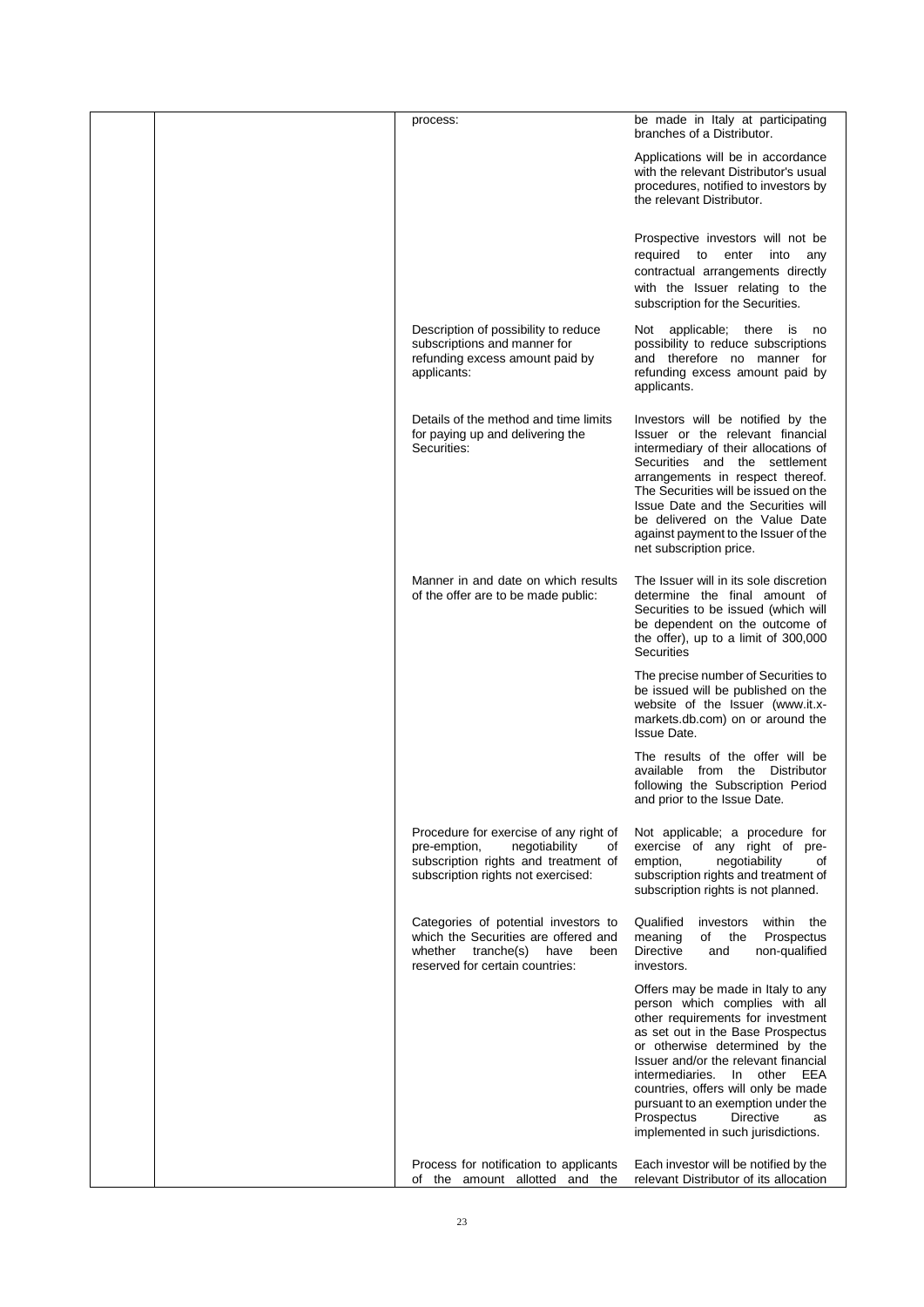| | | | |
|---|---|---|---|
| | | process: | be made in Italy at participating branches of a Distributor.<br><br>Applications will be in accordance with the relevant Distributor's usual procedures, notified to investors by the relevant Distributor.<br><br>Prospective investors will not be required to enter into any contractual arrangements directly with the Issuer relating to the subscription for the Securities. |
| | | Description of possibility to reduce subscriptions and manner for refunding excess amount paid by applicants: | Not applicable; there is no possibility to reduce subscriptions and therefore no manner for refunding excess amount paid by applicants. |
| | | Details of the method and time limits for paying up and delivering the Securities: | Investors will be notified by the Issuer or the relevant financial intermediary of their allocations of Securities and the settlement arrangements in respect thereof. The Securities will be issued on the Issue Date and the Securities will be delivered on the Value Date against payment to the Issuer of the net subscription price. |
| | | Manner in and date on which results of the offer are to be made public: | The Issuer will in its sole discretion determine the final amount of Securities to be issued (which will be dependent on the outcome of the offer), up to a limit of 300,000 Securities<br><br>The precise number of Securities to be issued will be published on the website of the Issuer (www.it.x-markets.db.com) on or around the Issue Date.<br><br>The results of the offer will be available from the Distributor following the Subscription Period and prior to the Issue Date. |
| | | Procedure for exercise of any right of pre-emption, negotiability of subscription rights and treatment of subscription rights not exercised: | Not applicable; a procedure for exercise of any right of pre-emption, negotiability of subscription rights and treatment of subscription rights is not planned. |
| | | Categories of potential investors to which the Securities are offered and whether tranche(s) have been reserved for certain countries: | Qualified investors within the meaning of the Prospectus Directive and non-qualified investors.<br><br>Offers may be made in Italy to any person which complies with all other requirements for investment as set out in the Base Prospectus or otherwise determined by the Issuer and/or the relevant financial intermediaries. In other EEA countries, offers will only be made pursuant to an exemption under the Prospectus Directive as implemented in such jurisdictions. |
| | | Process for notification to applicants of the amount allotted and the | Each investor will be notified by the relevant Distributor of its allocation |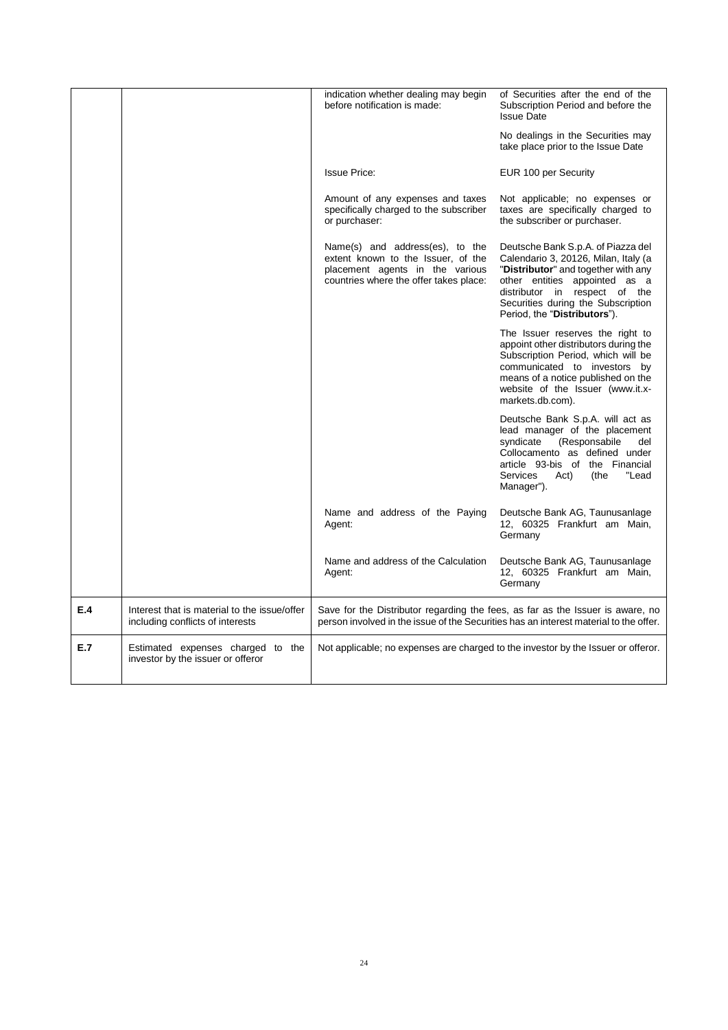| | | | |
|---|---|---|---|
| | | indication whether dealing may begin before notification is made: | of Securities after the end of the Subscription Period and before the Issue Date<br><br>No dealings in the Securities may take place prior to the Issue Date |
| | | Issue Price: | EUR 100 per Security |
| | | Amount of any expenses and taxes specifically charged to the subscriber or purchaser: | Not applicable; no expenses or taxes are specifically charged to the subscriber or purchaser. |
| | | Name(s) and address(es), to the extent known to the Issuer, of the placement agents in the various countries where the offer takes place: | Deutsche Bank S.p.A. of Piazza del Calendario 3, 20126, Milan, Italy (a "**Distributor**" and together with any other entities appointed as a distributor in respect of the Securities during the Subscription Period, the "**Distributors**").<br><br>The Issuer reserves the right to appoint other distributors during the Subscription Period, which will be communicated to investors by means of a notice published on the website of the Issuer (www.it.x-markets.db.com).<br><br>Deutsche Bank S.p.A. will act as lead manager of the placement syndicate (Responsabile del Collocamento as defined under article 93-bis of the Financial Services Act) (the "Lead Manager"). |
| | | Name and address of the Paying Agent: | Deutsche Bank AG, Taunusanlage 12, 60325 Frankfurt am Main, Germany |
| | | Name and address of the Calculation Agent: | Deutsche Bank AG, Taunusanlage 12, 60325 Frankfurt am Main, Germany |
| **E.4** | Interest that is material to the issue/offer including conflicts of interests | Save for the Distributor regarding the fees, as far as the Issuer is aware, no person involved in the issue of the Securities has an interest material to the offer. | |
| **E.7** | Estimated expenses charged to the investor by the issuer or offeror | Not applicable; no expenses are charged to the investor by the Issuer or offeror. | |